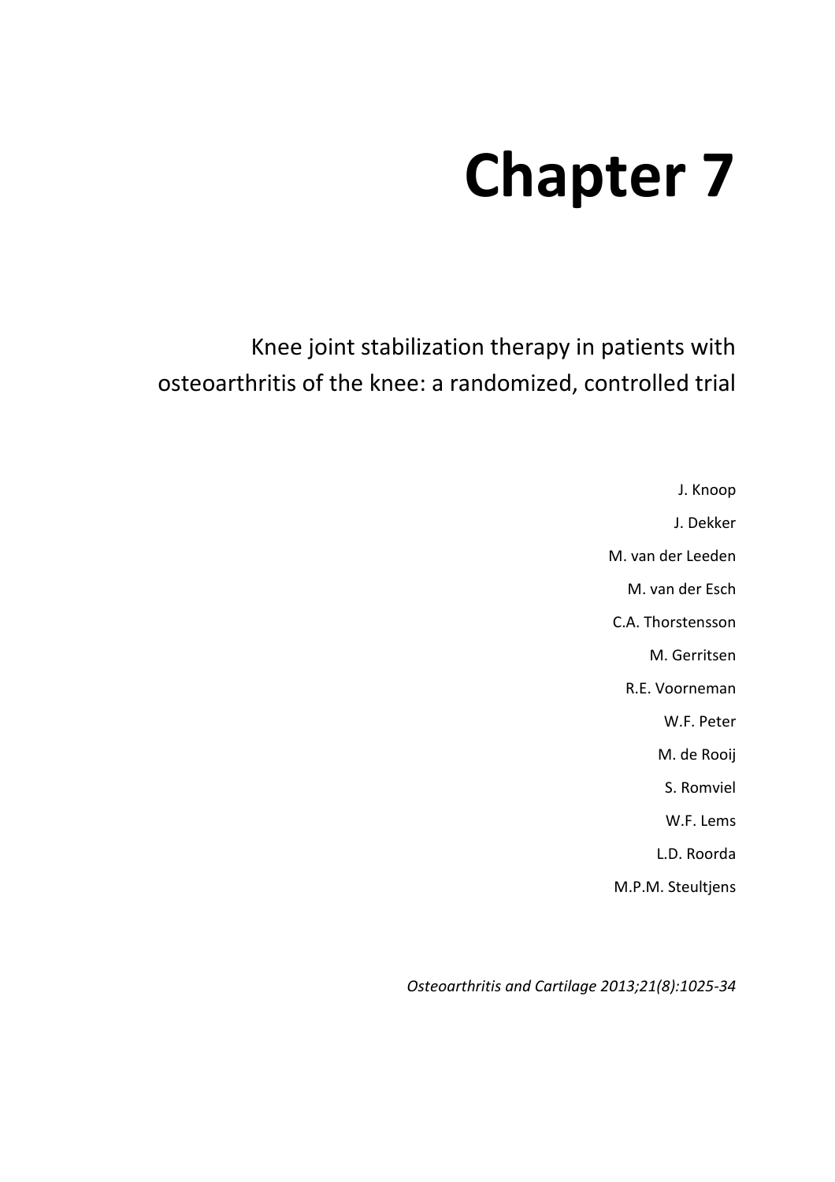# Chapter 7

## Knee joint stabilization therapy in patients with osteoarthritis of the knee: a randomized, controlled trial

J. Knoop

J. Dekker

M. van der Leeden

M. van der Esch

C.A. Thorstensson

M. Gerritsen

R.E. Voorneman

W.F. Peter

M. de Rooij

S. Romviel

W.F. Lems

L.D. Roorda

M.P.M. Steultjens

*Osteoarthritis and Cartilage 2013;21(8):1025-34*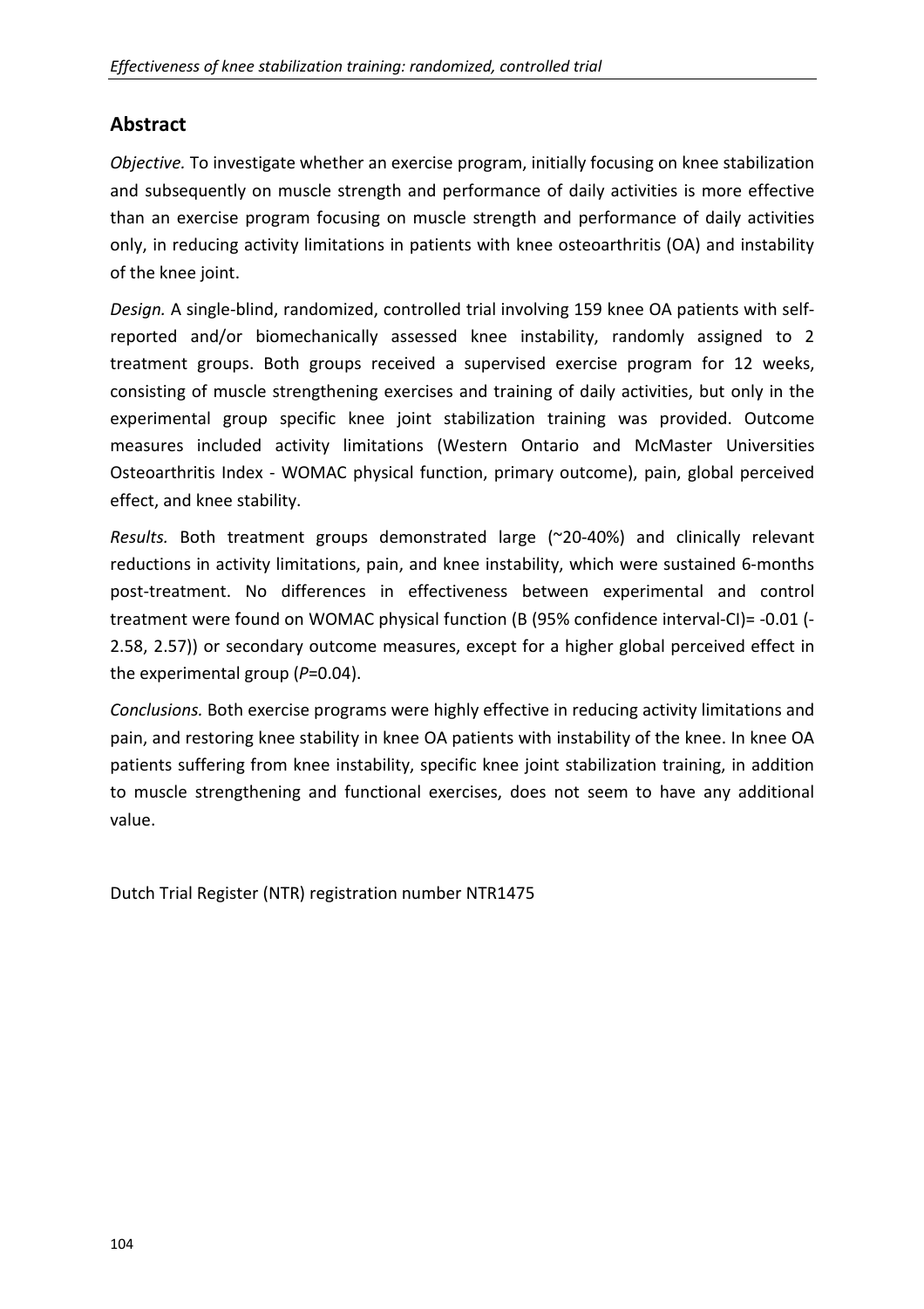## Abstract

*Objective.* To investigate whether an exercise program, initially focusing on knee stabilization and subsequently on muscle strength and performance of daily activities is more effective than an exercise program focusing on muscle strength and performance of daily activities only, in reducing activity limitations in patients with knee osteoarthritis (OA) and instability of the knee joint.

*Design.* A single-blind, randomized, controlled trial involving 159 knee OA patients with self-reported and/or biomechanically assessed knee instability, randomly assigned to 2 treatment groups. Both groups received a supervised exercise program for 12 weeks, consisting of muscle strengthening exercises and training of daily activities, but only in the experimental group specific knee joint stabilization training was provided. Outcome measures included activity limitations (Western Ontario and McMaster Universities Osteoarthritis Index - WOMAC physical function, primary outcome), pain, global perceived effect, and knee stability.

*Results.* Both treatment groups demonstrated large (~20-40%) and clinically relevant reductions in activity limitations, pain, and knee instability, which were sustained 6-months post-treatment. No differences in effectiveness between experimental and control treatment were found on WOMAC physical function (B (95% confidence interval-CI)= -0.01 (-2.58, 2.57)) or secondary outcome measures, except for a higher global perceived effect in the experimental group (*P*=0.04).

*Conclusions.* Both exercise programs were highly effective in reducing activity limitations and pain, and restoring knee stability in knee OA patients with instability of the knee. In knee OA patients suffering from knee instability, specific knee joint stabilization training, in addition to muscle strengthening and functional exercises, does not seem to have any additional value.

Dutch Trial Register (NTR) registration number NTR1475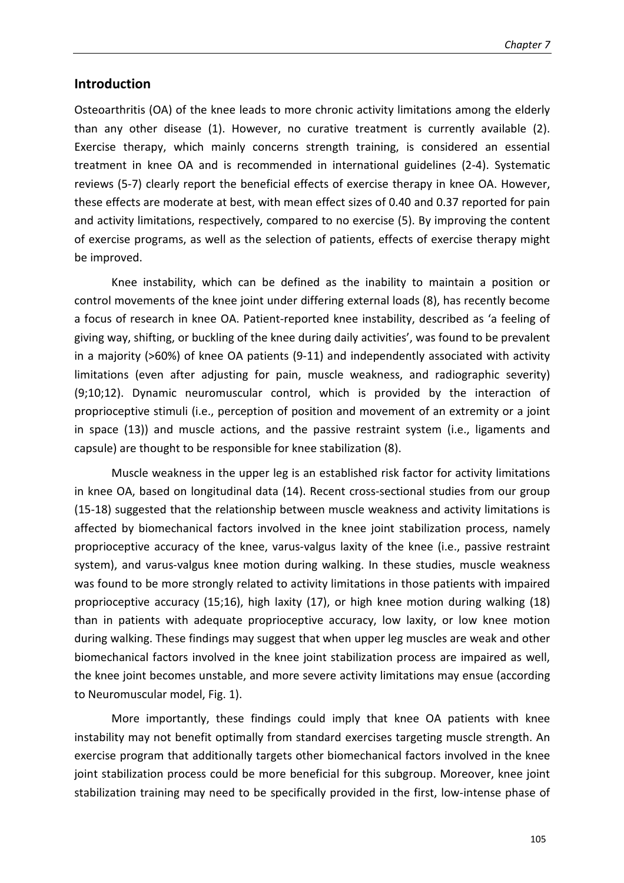## Introduction

Osteoarthritis (OA) of the knee leads to more chronic activity limitations among the elderly than any other disease (1). However, no curative treatment is currently available (2). Exercise therapy, which mainly concerns strength training, is considered an essential treatment in knee OA and is recommended in international guidelines (2-4). Systematic reviews (5-7) clearly report the beneficial effects of exercise therapy in knee OA. However, these effects are moderate at best, with mean effect sizes of 0.40 and 0.37 reported for pain and activity limitations, respectively, compared to no exercise (5). By improving the content of exercise programs, as well as the selection of patients, effects of exercise therapy might be improved.

Knee instability, which can be defined as the inability to maintain a position or control movements of the knee joint under differing external loads (8), has recently become a focus of research in knee OA. Patient-reported knee instability, described as 'a feeling of giving way, shifting, or buckling of the knee during daily activities', was found to be prevalent in a majority (>60%) of knee OA patients (9-11) and independently associated with activity limitations (even after adjusting for pain, muscle weakness, and radiographic severity) (9;10;12). Dynamic neuromuscular control, which is provided by the interaction of proprioceptive stimuli (i.e., perception of position and movement of an extremity or a joint in space (13)) and muscle actions, and the passive restraint system (i.e., ligaments and capsule) are thought to be responsible for knee stabilization (8).

Muscle weakness in the upper leg is an established risk factor for activity limitations in knee OA, based on longitudinal data (14). Recent cross-sectional studies from our group (15-18) suggested that the relationship between muscle weakness and activity limitations is affected by biomechanical factors involved in the knee joint stabilization process, namely proprioceptive accuracy of the knee, varus-valgus laxity of the knee (i.e., passive restraint system), and varus-valgus knee motion during walking. In these studies, muscle weakness was found to be more strongly related to activity limitations in those patients with impaired proprioceptive accuracy (15;16), high laxity (17), or high knee motion during walking (18) than in patients with adequate proprioceptive accuracy, low laxity, or low knee motion during walking. These findings may suggest that when upper leg muscles are weak and other biomechanical factors involved in the knee joint stabilization process are impaired as well, the knee joint becomes unstable, and more severe activity limitations may ensue (according to Neuromuscular model, Fig. 1).

More importantly, these findings could imply that knee OA patients with knee instability may not benefit optimally from standard exercises targeting muscle strength. An exercise program that additionally targets other biomechanical factors involved in the knee joint stabilization process could be more beneficial for this subgroup. Moreover, knee joint stabilization training may need to be specifically provided in the first, low-intense phase of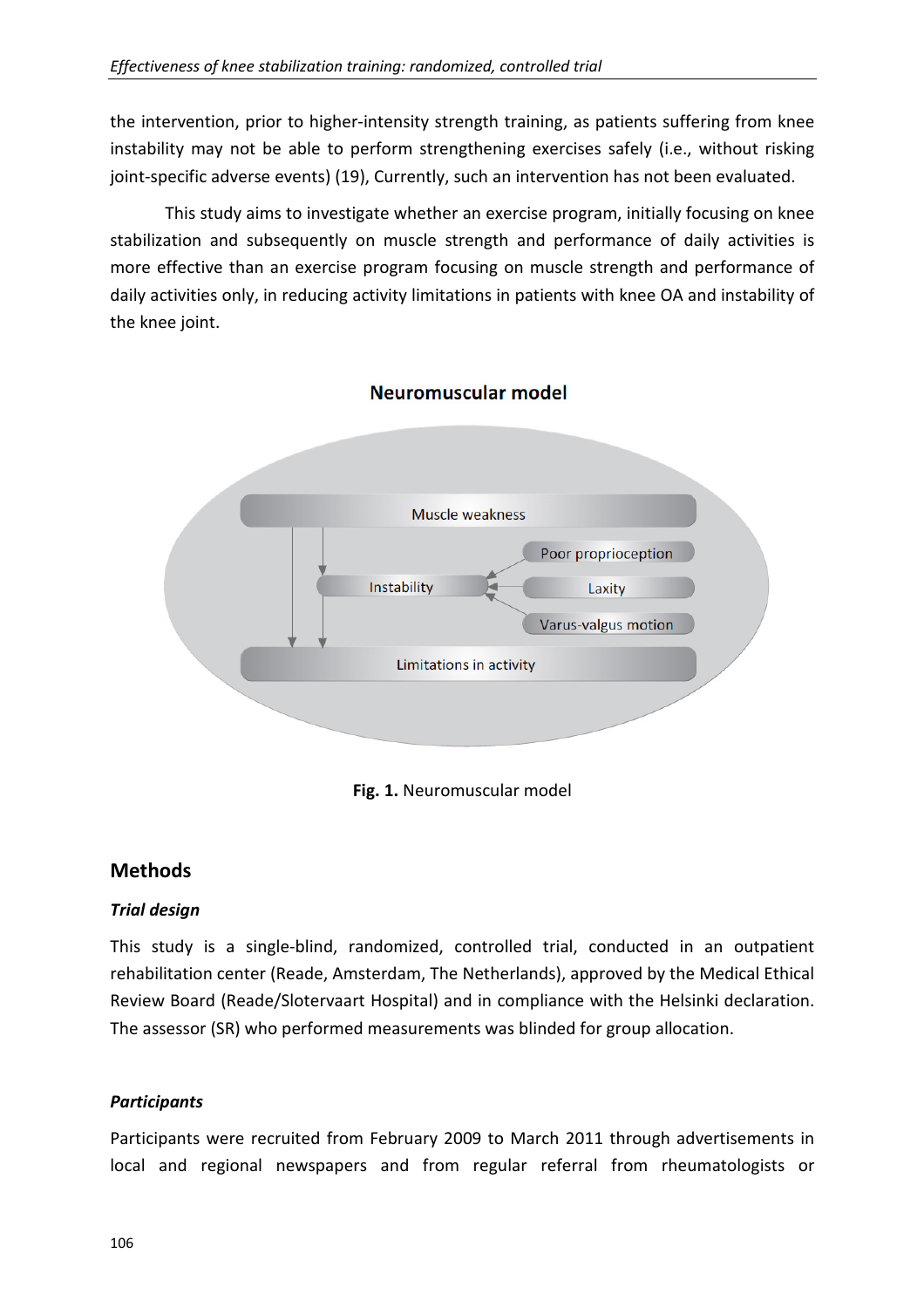the intervention, prior to higher-intensity strength training, as patients suffering from knee instability may not be able to perform strengthening exercises safely (i.e., without risking joint-specific adverse events) (19), Currently, such an intervention has not been evaluated.

This study aims to investigate whether an exercise program, initially focusing on knee stabilization and subsequently on muscle strength and performance of daily activities is more effective than an exercise program focusing on muscle strength and performance of daily activities only, in reducing activity limitations in patients with knee OA and instability of the knee joint.

**Neuromuscular model**

Muscle weakness

Poor proprioception

Instability

Laxity

Varus-valgus motion

Limitations in activity

**Fig. 1.** Neuromuscular model

## Methods

### *Trial design*

This study is a single-blind, randomized, controlled trial, conducted in an outpatient rehabilitation center (Reade, Amsterdam, The Netherlands), approved by the Medical Ethical Review Board (Reade/Slotervaart Hospital) and in compliance with the Helsinki declaration. The assessor (SR) who performed measurements was blinded for group allocation.

### *Participants*

Participants were recruited from February 2009 to March 2011 through advertisements in local and regional newspapers and from regular referral from rheumatologists or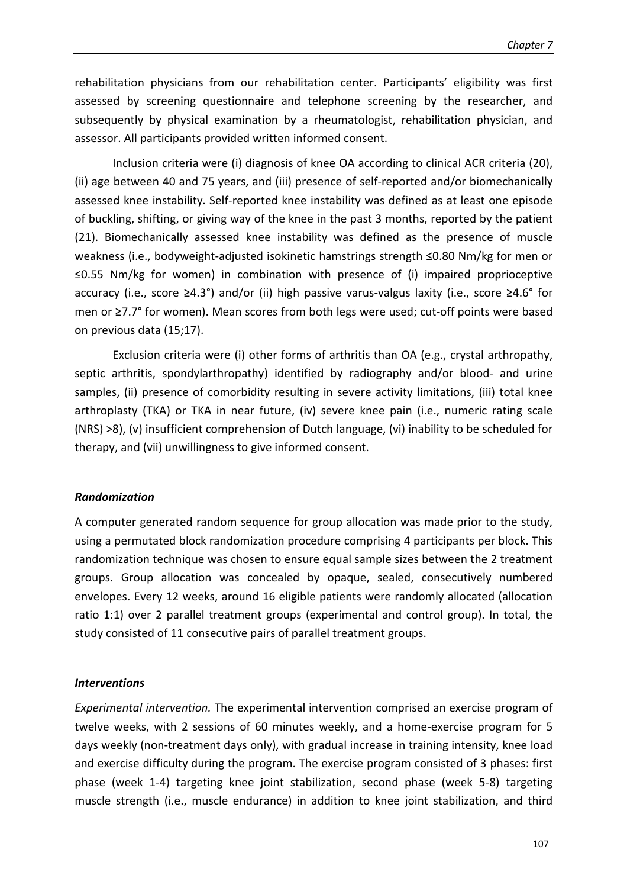rehabilitation physicians from our rehabilitation center. Participants' eligibility was first assessed by screening questionnaire and telephone screening by the researcher, and subsequently by physical examination by a rheumatologist, rehabilitation physician, and assessor. All participants provided written informed consent.

Inclusion criteria were (i) diagnosis of knee OA according to clinical ACR criteria (20), (ii) age between 40 and 75 years, and (iii) presence of self-reported and/or biomechanically assessed knee instability. Self-reported knee instability was defined as at least one episode of buckling, shifting, or giving way of the knee in the past 3 months, reported by the patient (21). Biomechanically assessed knee instability was defined as the presence of muscle weakness (i.e., bodyweight-adjusted isokinetic hamstrings strength ≤0.80 Nm/kg for men or ≤0.55 Nm/kg for women) in combination with presence of (i) impaired proprioceptive accuracy (i.e., score ≥4.3°) and/or (ii) high passive varus-valgus laxity (i.e., score ≥4.6° for men or ≥7.7° for women). Mean scores from both legs were used; cut-off points were based on previous data (15;17).

Exclusion criteria were (i) other forms of arthritis than OA (e.g., crystal arthropathy, septic arthritis, spondylarthropathy) identified by radiography and/or blood- and urine samples, (ii) presence of comorbidity resulting in severe activity limitations, (iii) total knee arthroplasty (TKA) or TKA in near future, (iv) severe knee pain (i.e., numeric rating scale (NRS) >8), (v) insufficient comprehension of Dutch language, (vi) inability to be scheduled for therapy, and (vii) unwillingness to give informed consent.

### *Randomization*

A computer generated random sequence for group allocation was made prior to the study, using a permutated block randomization procedure comprising 4 participants per block. This randomization technique was chosen to ensure equal sample sizes between the 2 treatment groups. Group allocation was concealed by opaque, sealed, consecutively numbered envelopes. Every 12 weeks, around 16 eligible patients were randomly allocated (allocation ratio 1:1) over 2 parallel treatment groups (experimental and control group). In total, the study consisted of 11 consecutive pairs of parallel treatment groups.

### *Interventions*

*Experimental intervention.* The experimental intervention comprised an exercise program of twelve weeks, with 2 sessions of 60 minutes weekly, and a home-exercise program for 5 days weekly (non-treatment days only), with gradual increase in training intensity, knee load and exercise difficulty during the program. The exercise program consisted of 3 phases: first phase (week 1-4) targeting knee joint stabilization, second phase (week 5-8) targeting muscle strength (i.e., muscle endurance) in addition to knee joint stabilization, and third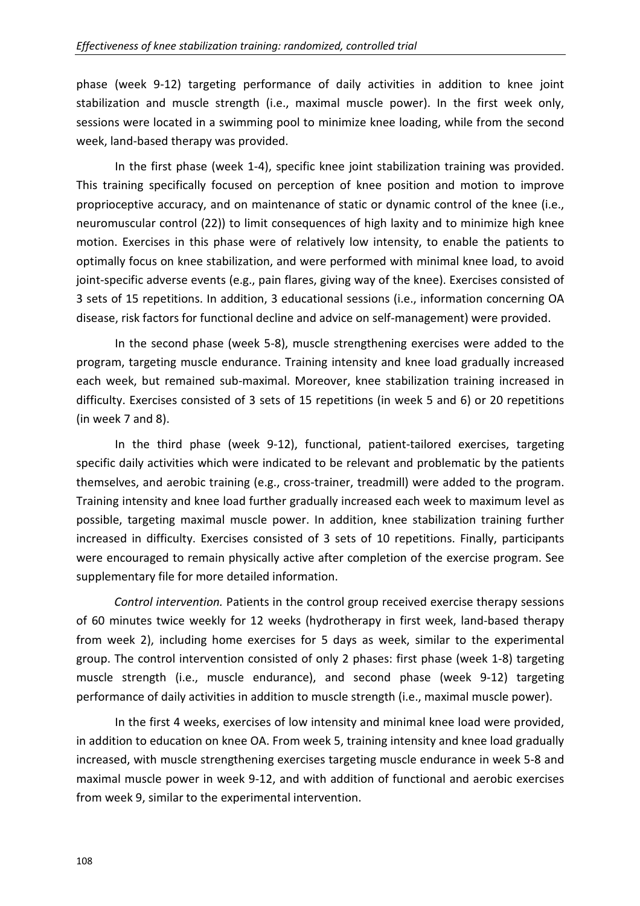phase (week 9-12) targeting performance of daily activities in addition to knee joint stabilization and muscle strength (i.e., maximal muscle power). In the first week only, sessions were located in a swimming pool to minimize knee loading, while from the second week, land-based therapy was provided.

In the first phase (week 1-4), specific knee joint stabilization training was provided. This training specifically focused on perception of knee position and motion to improve proprioceptive accuracy, and on maintenance of static or dynamic control of the knee (i.e., neuromuscular control (22)) to limit consequences of high laxity and to minimize high knee motion. Exercises in this phase were of relatively low intensity, to enable the patients to optimally focus on knee stabilization, and were performed with minimal knee load, to avoid joint-specific adverse events (e.g., pain flares, giving way of the knee). Exercises consisted of 3 sets of 15 repetitions. In addition, 3 educational sessions (i.e., information concerning OA disease, risk factors for functional decline and advice on self-management) were provided.

In the second phase (week 5-8), muscle strengthening exercises were added to the program, targeting muscle endurance. Training intensity and knee load gradually increased each week, but remained sub-maximal. Moreover, knee stabilization training increased in difficulty. Exercises consisted of 3 sets of 15 repetitions (in week 5 and 6) or 20 repetitions (in week 7 and 8).

In the third phase (week 9-12), functional, patient-tailored exercises, targeting specific daily activities which were indicated to be relevant and problematic by the patients themselves, and aerobic training (e.g., cross-trainer, treadmill) were added to the program. Training intensity and knee load further gradually increased each week to maximum level as possible, targeting maximal muscle power. In addition, knee stabilization training further increased in difficulty. Exercises consisted of 3 sets of 10 repetitions. Finally, participants were encouraged to remain physically active after completion of the exercise program. See supplementary file for more detailed information.

*Control intervention.* Patients in the control group received exercise therapy sessions of 60 minutes twice weekly for 12 weeks (hydrotherapy in first week, land-based therapy from week 2), including home exercises for 5 days as week, similar to the experimental group. The control intervention consisted of only 2 phases: first phase (week 1-8) targeting muscle strength (i.e., muscle endurance), and second phase (week 9-12) targeting performance of daily activities in addition to muscle strength (i.e., maximal muscle power).

In the first 4 weeks, exercises of low intensity and minimal knee load were provided, in addition to education on knee OA. From week 5, training intensity and knee load gradually increased, with muscle strengthening exercises targeting muscle endurance in week 5-8 and maximal muscle power in week 9-12, and with addition of functional and aerobic exercises from week 9, similar to the experimental intervention.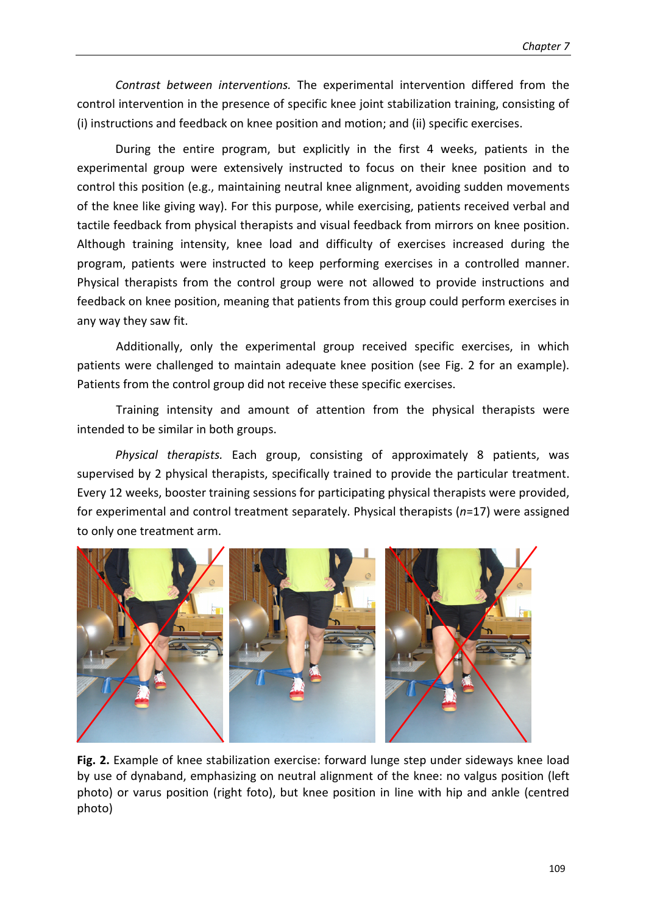*Contrast between interventions.* The experimental intervention differed from the control intervention in the presence of specific knee joint stabilization training, consisting of (i) instructions and feedback on knee position and motion; and (ii) specific exercises.

During the entire program, but explicitly in the first 4 weeks, patients in the experimental group were extensively instructed to focus on their knee position and to control this position (e.g., maintaining neutral knee alignment, avoiding sudden movements of the knee like giving way). For this purpose, while exercising, patients received verbal and tactile feedback from physical therapists and visual feedback from mirrors on knee position. Although training intensity, knee load and difficulty of exercises increased during the program, patients were instructed to keep performing exercises in a controlled manner. Physical therapists from the control group were not allowed to provide instructions and feedback on knee position, meaning that patients from this group could perform exercises in any way they saw fit.

Additionally, only the experimental group received specific exercises, in which patients were challenged to maintain adequate knee position (see Fig. 2 for an example). Patients from the control group did not receive these specific exercises.

Training intensity and amount of attention from the physical therapists were intended to be similar in both groups.

*Physical therapists.* Each group, consisting of approximately 8 patients, was supervised by 2 physical therapists, specifically trained to provide the particular treatment. Every 12 weeks, booster training sessions for participating physical therapists were provided, for experimental and control treatment separately. Physical therapists (*n*=17) were assigned to only one treatment arm.

**Fig. 2.** Example of knee stabilization exercise: forward lunge step under sideways knee load by use of dynaband, emphasizing on neutral alignment of the knee: no valgus position (left photo) or varus position (right foto), but knee position in line with hip and ankle (centred photo)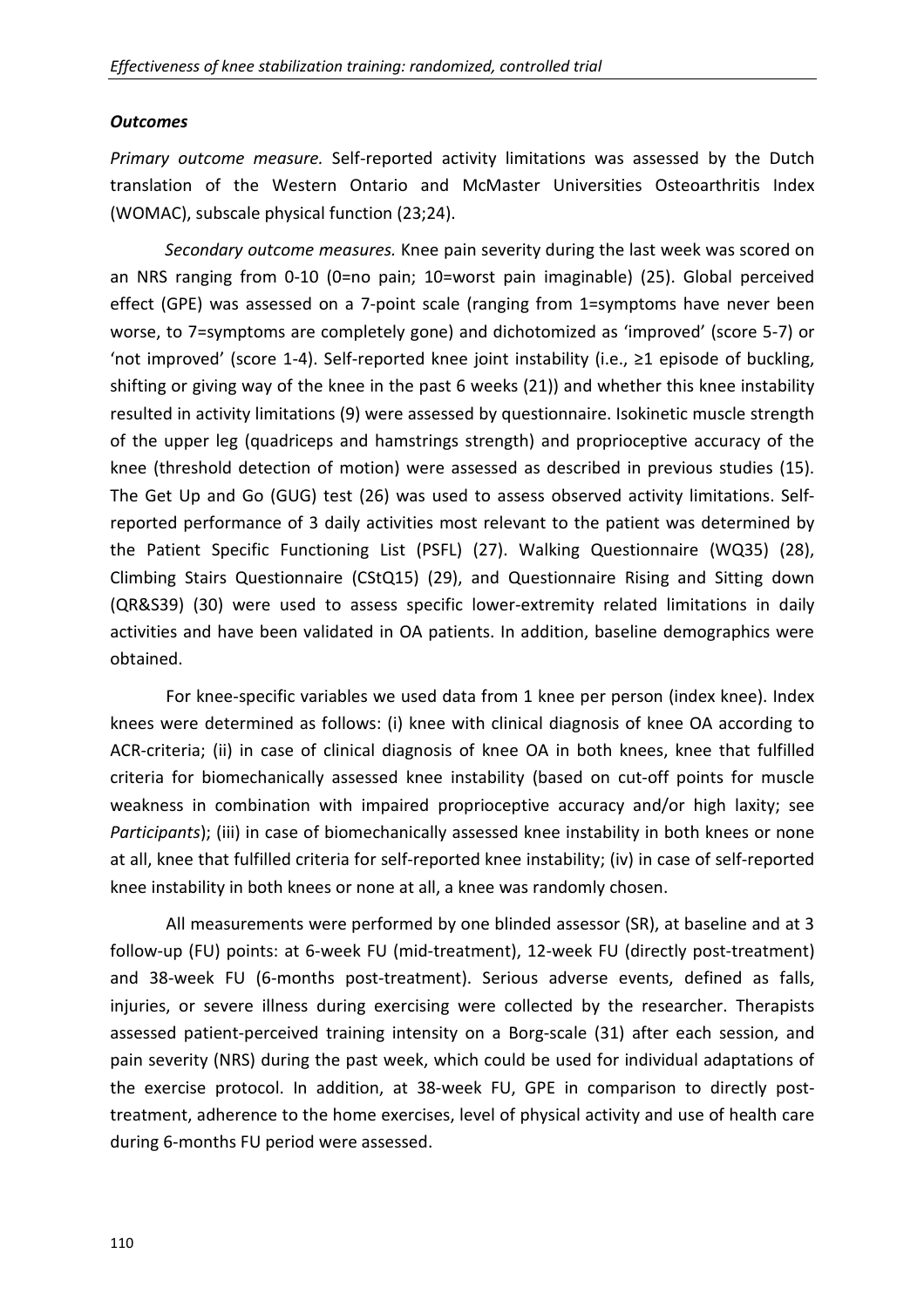### *Outcomes*

*Primary outcome measure.* Self-reported activity limitations was assessed by the Dutch translation of the Western Ontario and McMaster Universities Osteoarthritis Index (WOMAC), subscale physical function (23;24).

*Secondary outcome measures.* Knee pain severity during the last week was scored on an NRS ranging from 0-10 (0=no pain; 10=worst pain imaginable) (25). Global perceived effect (GPE) was assessed on a 7-point scale (ranging from 1=symptoms have never been worse, to 7=symptoms are completely gone) and dichotomized as 'improved' (score 5-7) or 'not improved' (score 1-4). Self-reported knee joint instability (i.e., ≥1 episode of buckling, shifting or giving way of the knee in the past 6 weeks (21)) and whether this knee instability resulted in activity limitations (9) were assessed by questionnaire. Isokinetic muscle strength of the upper leg (quadriceps and hamstrings strength) and proprioceptive accuracy of the knee (threshold detection of motion) were assessed as described in previous studies (15). The Get Up and Go (GUG) test (26) was used to assess observed activity limitations. Self-reported performance of 3 daily activities most relevant to the patient was determined by the Patient Specific Functioning List (PSFL) (27). Walking Questionnaire (WQ35) (28), Climbing Stairs Questionnaire (CStQ15) (29), and Questionnaire Rising and Sitting down (QR&S39) (30) were used to assess specific lower-extremity related limitations in daily activities and have been validated in OA patients. In addition, baseline demographics were obtained.

For knee-specific variables we used data from 1 knee per person (index knee). Index knees were determined as follows: (i) knee with clinical diagnosis of knee OA according to ACR-criteria; (ii) in case of clinical diagnosis of knee OA in both knees, knee that fulfilled criteria for biomechanically assessed knee instability (based on cut-off points for muscle weakness in combination with impaired proprioceptive accuracy and/or high laxity; see *Participants*); (iii) in case of biomechanically assessed knee instability in both knees or none at all, knee that fulfilled criteria for self-reported knee instability; (iv) in case of self-reported knee instability in both knees or none at all, a knee was randomly chosen.

All measurements were performed by one blinded assessor (SR), at baseline and at 3 follow-up (FU) points: at 6-week FU (mid-treatment), 12-week FU (directly post-treatment) and 38-week FU (6-months post-treatment). Serious adverse events, defined as falls, injuries, or severe illness during exercising were collected by the researcher. Therapists assessed patient-perceived training intensity on a Borg-scale (31) after each session, and pain severity (NRS) during the past week, which could be used for individual adaptations of the exercise protocol. In addition, at 38-week FU, GPE in comparison to directly post-treatment, adherence to the home exercises, level of physical activity and use of health care during 6-months FU period were assessed.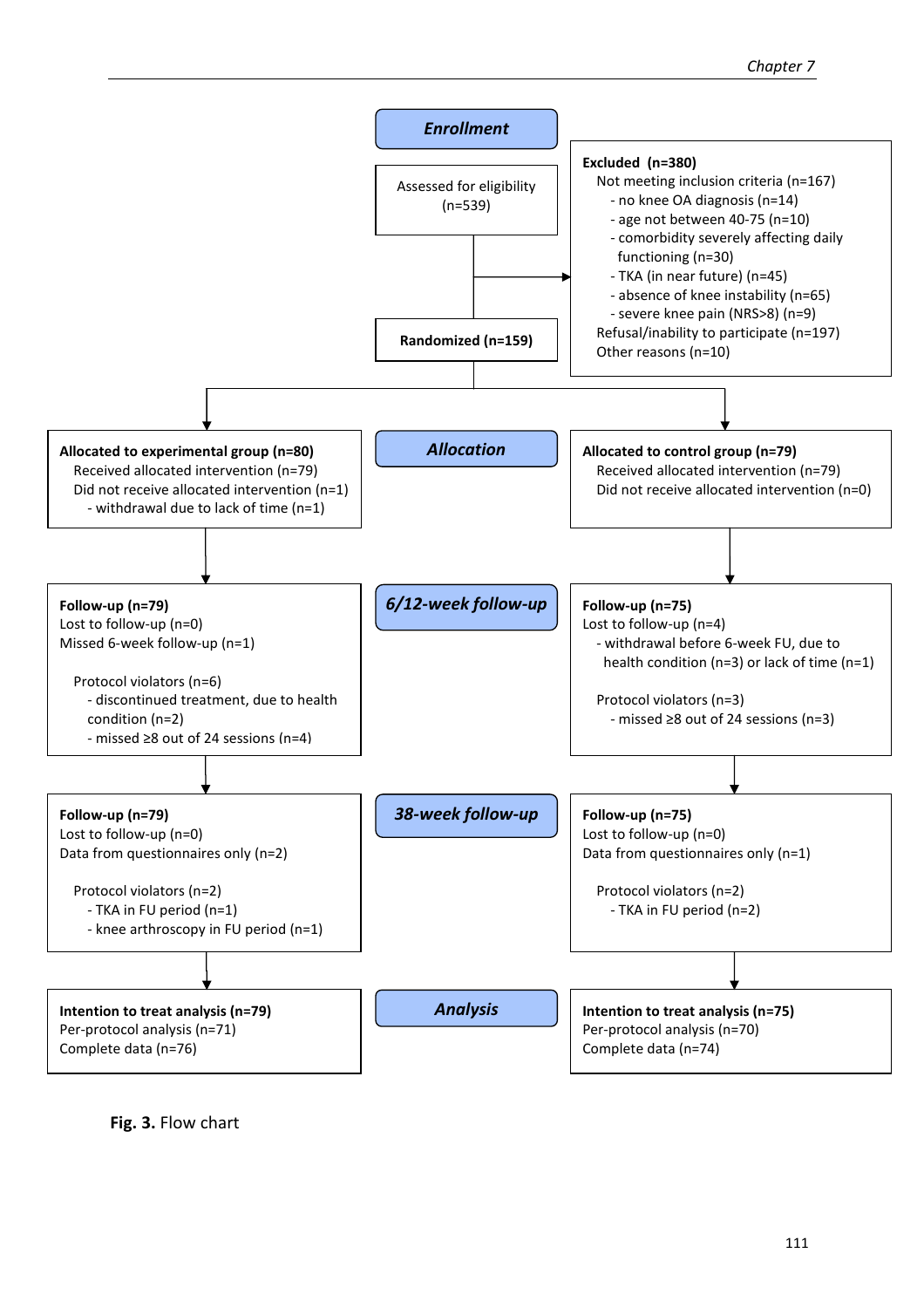**Enrollment**

Assessed for eligibility (n=539)

**Excluded (n=380)**
Not meeting inclusion criteria (n=167)
- no knee OA diagnosis (n=14)
- age not between 40-75 (n=10)
- comorbidity severely affecting daily functioning (n=30)
- TKA (in near future) (n=45)
- absence of knee instability (n=65)
- severe knee pain (NRS>8) (n=9)

Refusal/inability to participate (n=197)
Other reasons (n=10)

**Randomized (n=159)**

**Allocation**

**Allocated to experimental group (n=80)**
Received allocated intervention (n=79)
Did not receive allocated intervention (n=1)
- withdrawal due to lack of time (n=1)

**Allocated to control group (n=79)**
Received allocated intervention (n=79)
Did not receive allocated intervention (n=0)

**6/12-week follow-up**

**Follow-up (n=79)**
Lost to follow-up (n=0)
Missed 6-week follow-up (n=1)

Protocol violators (n=6)
- discontinued treatment, due to health condition (n=2)
- missed ≥8 out of 24 sessions (n=4)

**Follow-up (n=75)**
Lost to follow-up (n=4)
- withdrawal before 6-week FU, due to health condition (n=3) or lack of time (n=1)

Protocol violators (n=3)
- missed ≥8 out of 24 sessions (n=3)

**38-week follow-up**

**Follow-up (n=79)**
Lost to follow-up (n=0)
Data from questionnaires only (n=2)

Protocol violators (n=2)
- TKA in FU period (n=1)
- knee arthroscopy in FU period (n=1)

**Follow-up (n=75)**
Lost to follow-up (n=0)
Data from questionnaires only (n=1)

Protocol violators (n=2)
- TKA in FU period (n=2)

**Analysis**

**Intention to treat analysis (n=79)**
Per-protocol analysis (n=71)
Complete data (n=76)

**Intention to treat analysis (n=75)**
Per-protocol analysis (n=70)
Complete data (n=74)

**Fig. 3.** Flow chart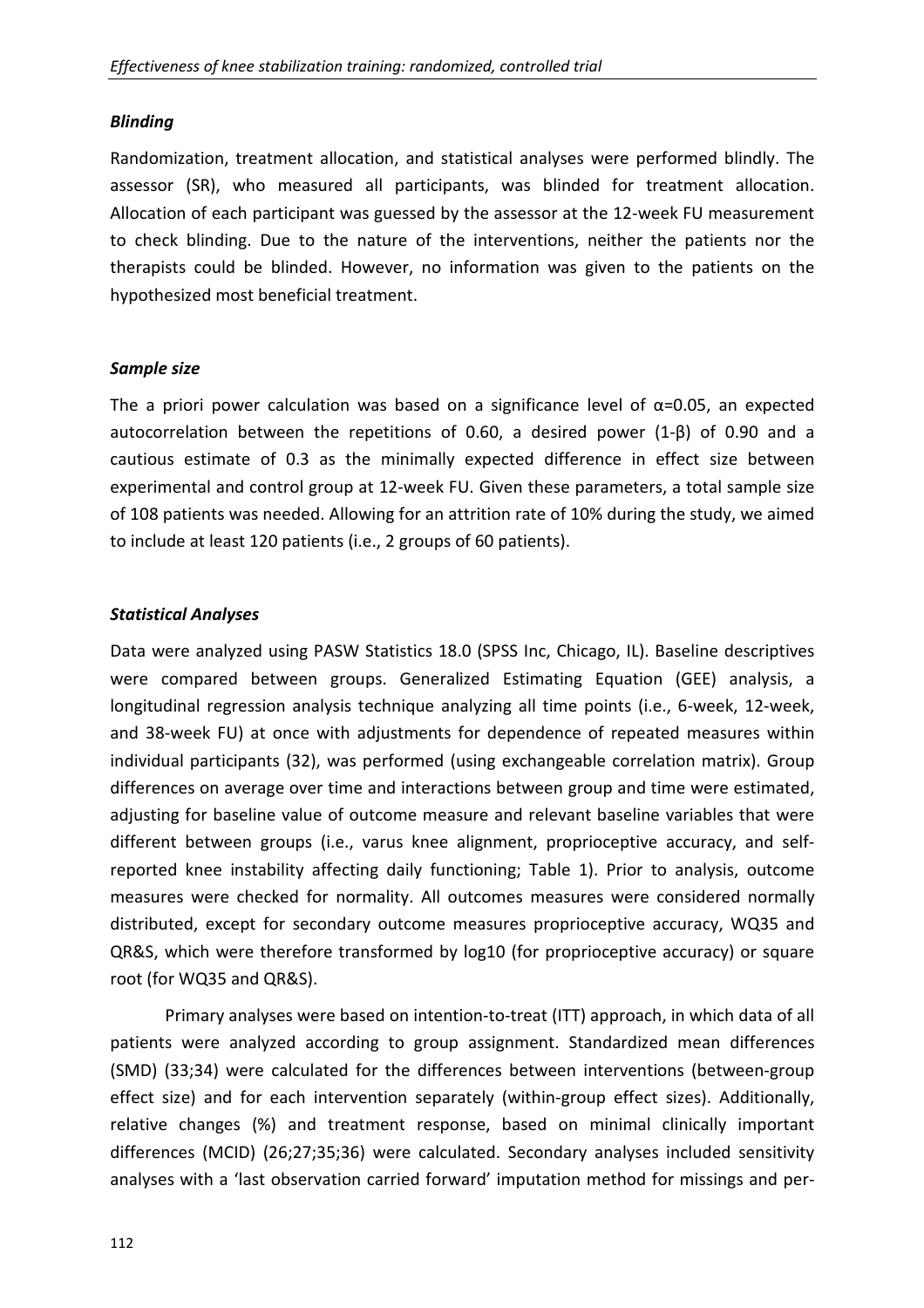### *Blinding*

Randomization, treatment allocation, and statistical analyses were performed blindly. The assessor (SR), who measured all participants, was blinded for treatment allocation. Allocation of each participant was guessed by the assessor at the 12-week FU measurement to check blinding. Due to the nature of the interventions, neither the patients nor the therapists could be blinded. However, no information was given to the patients on the hypothesized most beneficial treatment.

### *Sample size*

The a priori power calculation was based on a significance level of $\alpha$=0.05, an expected autocorrelation between the repetitions of 0.60, a desired power (1-$\beta$) of 0.90 and a cautious estimate of 0.3 as the minimally expected difference in effect size between experimental and control group at 12-week FU. Given these parameters, a total sample size of 108 patients was needed. Allowing for an attrition rate of 10% during the study, we aimed to include at least 120 patients (i.e., 2 groups of 60 patients).

### *Statistical Analyses*

Data were analyzed using PASW Statistics 18.0 (SPSS Inc, Chicago, IL). Baseline descriptives were compared between groups. Generalized Estimating Equation (GEE) analysis, a longitudinal regression analysis technique analyzing all time points (i.e., 6-week, 12-week, and 38-week FU) at once with adjustments for dependence of repeated measures within individual participants (32), was performed (using exchangeable correlation matrix). Group differences on average over time and interactions between group and time were estimated, adjusting for baseline value of outcome measure and relevant baseline variables that were different between groups (i.e., varus knee alignment, proprioceptive accuracy, and self-reported knee instability affecting daily functioning; Table 1). Prior to analysis, outcome measures were checked for normality. All outcomes measures were considered normally distributed, except for secondary outcome measures proprioceptive accuracy, WQ35 and QR&S, which were therefore transformed by log10 (for proprioceptive accuracy) or square root (for WQ35 and QR&S).

Primary analyses were based on intention-to-treat (ITT) approach, in which data of all patients were analyzed according to group assignment. Standardized mean differences (SMD) (33;34) were calculated for the differences between interventions (between-group effect size) and for each intervention separately (within-group effect sizes). Additionally, relative changes (%) and treatment response, based on minimal clinically important differences (MCID) (26;27;35;36) were calculated. Secondary analyses included sensitivity analyses with a 'last observation carried forward' imputation method for missings and per-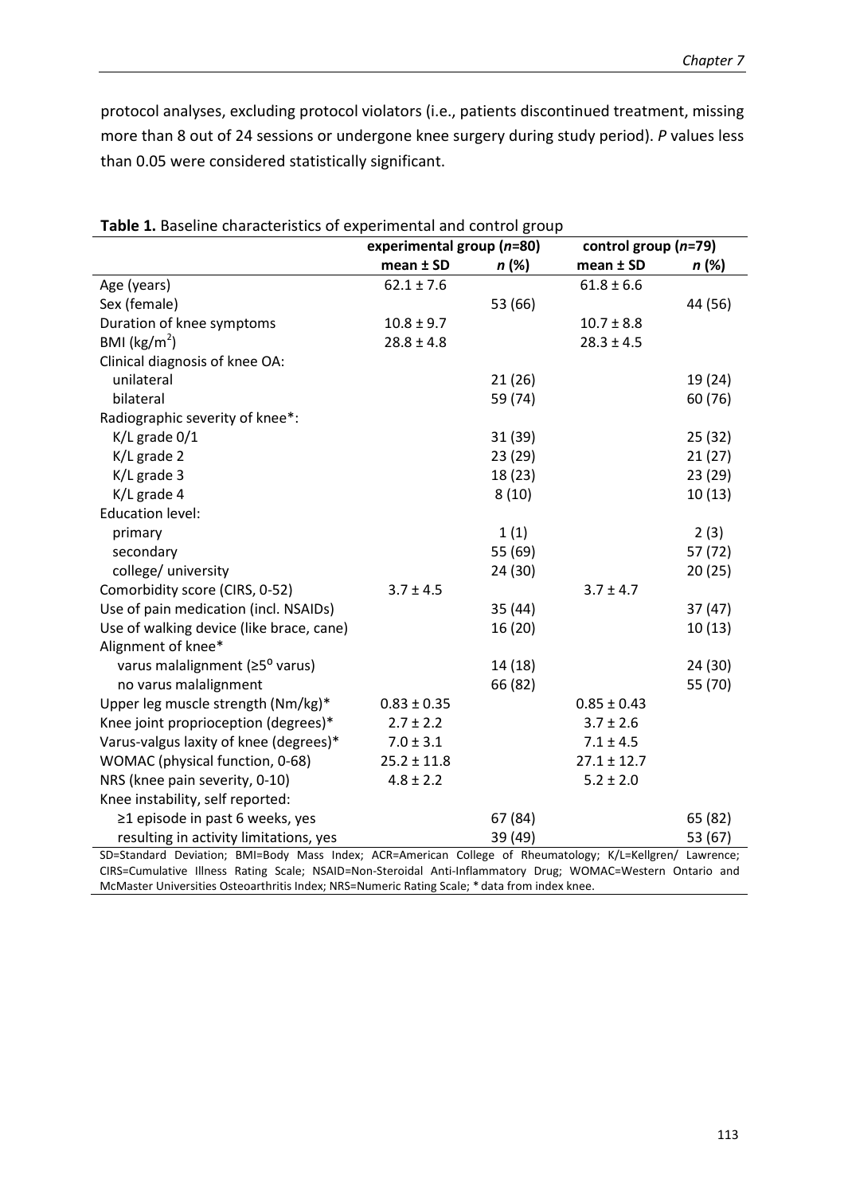protocol analyses, excluding protocol violators (i.e., patients discontinued treatment, missing more than 8 out of 24 sessions or undergone knee surgery during study period). *P* values less than 0.05 were considered statistically significant.

**Table 1.** Baseline characteristics of experimental and control group

| | experimental group (*n*=80) | | control group (*n*=79) | |
|---|---|---|---|---|
| | **mean ± SD** | ***n* (%)** | **mean ± SD** | ***n* (%)** |
| Age (years) | 62.1 ± 7.6 | | 61.8 ± 6.6 | |
| Sex (female) | | 53 (66) | | 44 (56) |
| Duration of knee symptoms | 10.8 ± 9.7 | | 10.7 ± 8.8 | |
| BMI (kg/m$^2$) | 28.8 ± 4.8 | | 28.3 ± 4.5 | |
| Clinical diagnosis of knee OA: | | | | |
| unilateral | | 21 (26) | | 19 (24) |
| bilateral | | 59 (74) | | 60 (76) |
| Radiographic severity of knee*: | | | | |
| K/L grade 0/1 | | 31 (39) | | 25 (32) |
| K/L grade 2 | | 23 (29) | | 21 (27) |
| K/L grade 3 | | 18 (23) | | 23 (29) |
| K/L grade 4 | | 8 (10) | | 10 (13) |
| Education level: | | | | |
| primary | | 1 (1) | | 2 (3) |
| secondary | | 55 (69) | | 57 (72) |
| college/ university | | 24 (30) | | 20 (25) |
| Comorbidity score (CIRS, 0-52) | 3.7 ± 4.5 | | 3.7 ± 4.7 | |
| Use of pain medication (incl. NSAIDs) | | 35 (44) | | 37 (47) |
| Use of walking device (like brace, cane) | | 16 (20) | | 10 (13) |
| Alignment of knee* | | | | |
| varus malalignment (≥5$^0$ varus) | | 14 (18) | | 24 (30) |
| no varus malalignment | | 66 (82) | | 55 (70) |
| Upper leg muscle strength (Nm/kg)* | 0.83 ± 0.35 | | 0.85 ± 0.43 | |
| Knee joint proprioception (degrees)* | 2.7 ± 2.2 | | 3.7 ± 2.6 | |
| Varus-valgus laxity of knee (degrees)* | 7.0 ± 3.1 | | 7.1 ± 4.5 | |
| WOMAC (physical function, 0-68) | 25.2 ± 11.8 | | 27.1 ± 12.7 | |
| NRS (knee pain severity, 0-10) | 4.8 ± 2.2 | | 5.2 ± 2.0 | |
| Knee instability, self reported: | | | | |
| ≥1 episode in past 6 weeks, yes | | 67 (84) | | 65 (82) |
| resulting in activity limitations, yes | | 39 (49) | | 53 (67) |

SD=Standard Deviation; BMI=Body Mass Index; ACR=American College of Rheumatology; K/L=Kellgren/ Lawrence; CIRS=Cumulative Illness Rating Scale; NSAID=Non-Steroidal Anti-Inflammatory Drug; WOMAC=Western Ontario and McMaster Universities Osteoarthritis Index; NRS=Numeric Rating Scale; * data from index knee.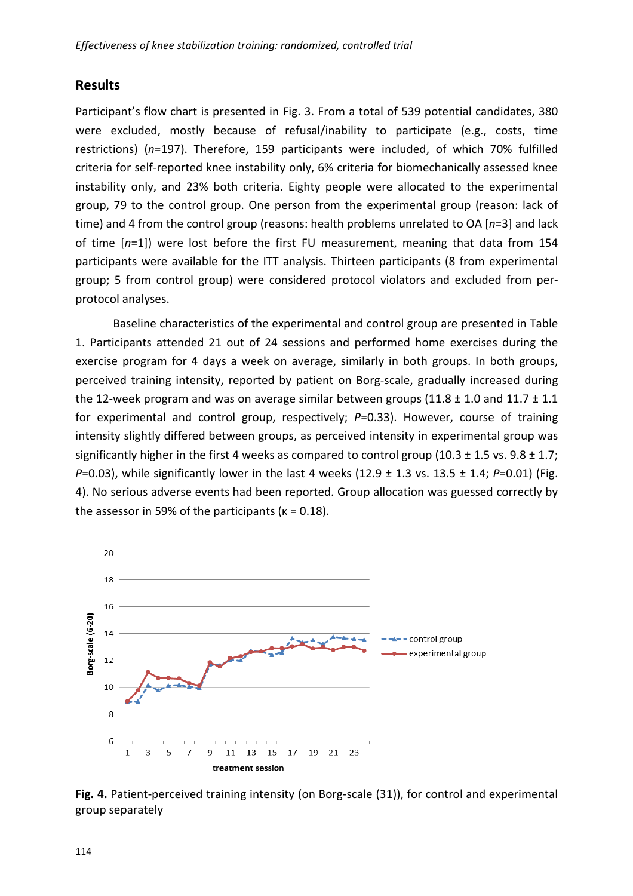## Results

Participant's flow chart is presented in Fig. 3. From a total of 539 potential candidates, 380 were excluded, mostly because of refusal/inability to participate (e.g., costs, time restrictions) (*n*=197). Therefore, 159 participants were included, of which 70% fulfilled criteria for self-reported knee instability only, 6% criteria for biomechanically assessed knee instability only, and 23% both criteria. Eighty people were allocated to the experimental group, 79 to the control group. One person from the experimental group (reason: lack of time) and 4 from the control group (reasons: health problems unrelated to OA [*n*=3] and lack of time [*n*=1]) were lost before the first FU measurement, meaning that data from 154 participants were available for the ITT analysis. Thirteen participants (8 from experimental group; 5 from control group) were considered protocol violators and excluded from per-protocol analyses.

Baseline characteristics of the experimental and control group are presented in Table 1. Participants attended 21 out of 24 sessions and performed home exercises during the exercise program for 4 days a week on average, similarly in both groups. In both groups, perceived training intensity, reported by patient on Borg-scale, gradually increased during the 12-week program and was on average similar between groups (11.8 ± 1.0 and 11.7 ± 1.1 for experimental and control group, respectively; $P$=0.33). However, course of training intensity slightly differed between groups, as perceived intensity in experimental group was significantly higher in the first 4 weeks as compared to control group (10.3 ± 1.5 vs. 9.8 ± 1.7; $P$=0.03), while significantly lower in the last 4 weeks (12.9 ± 1.3 vs. 13.5 ± 1.4; $P$=0.01) (Fig. 4). No serious adverse events had been reported. Group allocation was guessed correctly by the assessor in 59% of the participants (κ = 0.18).

**Fig. 4.** Patient-perceived training intensity (on Borg-scale (31)), for control and experimental group separately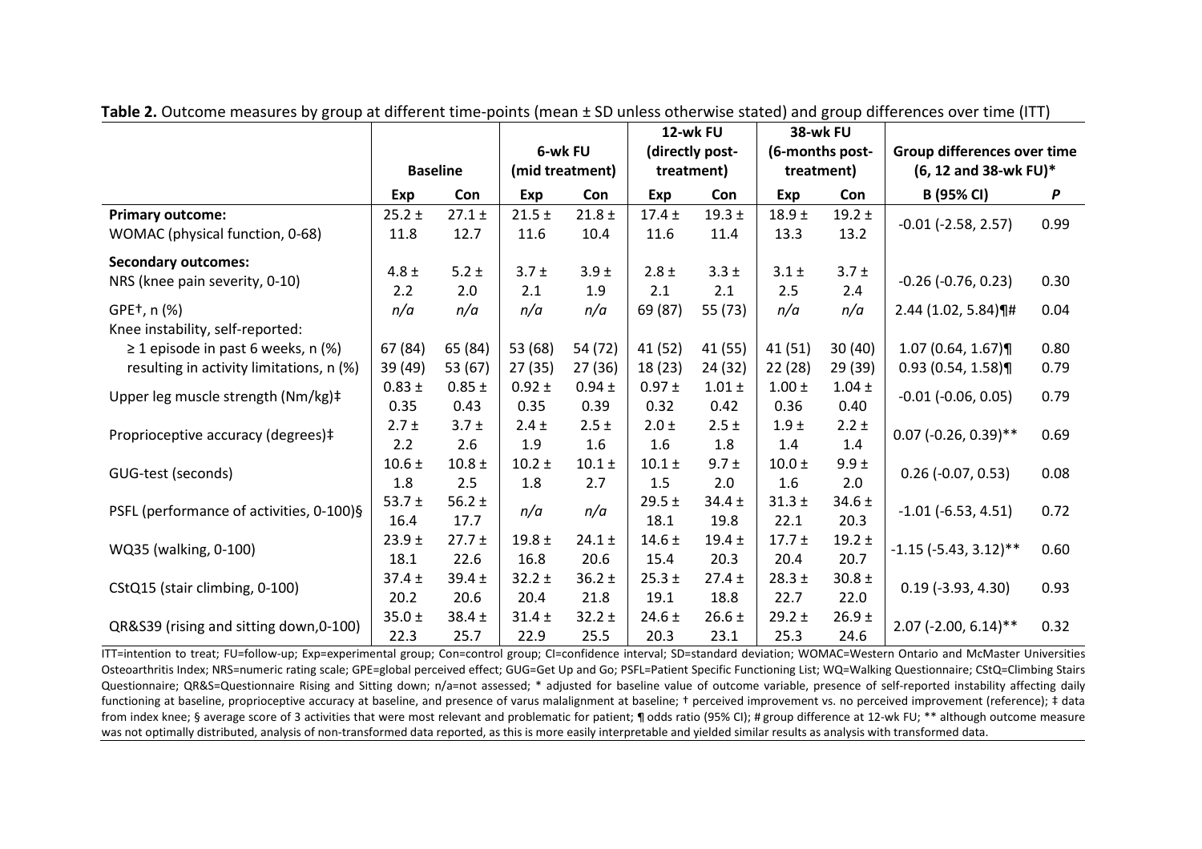**Table 2.** Outcome measures by group at different time-points (mean ± SD unless otherwise stated) and group differences over time (ITT)

| | Baseline | | 6-wk FU (mid treatment) | | 12-wk FU (directly post-treatment) | | 38-wk FU (6-months post-treatment) | | Group differences over time (6, 12 and 38-wk FU)* | |
|---|---|---|---|---|---|---|---|---|---|---|
| | Exp | Con | Exp | Con | Exp | Con | Exp | Con | B (95% CI) | *P* |
| **Primary outcome:** WOMAC (physical function, 0-68) | 25.2 ± 11.8 | 27.1 ± 12.7 | 21.5 ± 11.6 | 21.8 ± 10.4 | 17.4 ± 11.6 | 19.3 ± 11.4 | 18.9 ± 13.3 | 19.2 ± 13.2 | -0.01 (-2.58, 2.57) | 0.99 |
| **Secondary outcomes:** NRS (knee pain severity, 0-10) | 4.8 ± 2.2 | 5.2 ± 2.0 | 3.7 ± 2.1 | 3.9 ± 1.9 | 2.8 ± 2.1 | 3.3 ± 2.1 | 3.1 ± 2.5 | 3.7 ± 2.4 | -0.26 (-0.76, 0.23) | 0.30 |
| GPE†, n (%) | *n/a* | *n/a* | *n/a* | *n/a* | 69 (87) | 55 (73) | *n/a* | *n/a* | 2.44 (1.02, 5.84)¶# | 0.04 |
| Knee instability, self-reported: | | | | | | | | | | |
| ≥ 1 episode in past 6 weeks, n (%) | 67 (84) | 65 (84) | 53 (68) | 54 (72) | 41 (52) | 41 (55) | 41 (51) | 30 (40) | 1.07 (0.64, 1.67)¶ | 0.80 |
| resulting in activity limitations, n (%) | 39 (49) | 53 (67) | 27 (35) | 27 (36) | 18 (23) | 24 (32) | 22 (28) | 29 (39) | 0.93 (0.54, 1.58)¶ | 0.79 |
| Upper leg muscle strength (Nm/kg)‡ | 0.83 ± 0.35 | 0.85 ± 0.43 | 0.92 ± 0.35 | 0.94 ± 0.39 | 0.97 ± 0.32 | 1.01 ± 0.42 | 1.00 ± 0.36 | 1.04 ± 0.40 | -0.01 (-0.06, 0.05) | 0.79 |
| Proprioceptive accuracy (degrees)‡ | 2.7 ± 2.2 | 3.7 ± 2.6 | 2.4 ± 1.9 | 2.5 ± 1.6 | 2.0 ± 1.6 | 2.5 ± 1.8 | 1.9 ± 1.4 | 2.2 ± 1.4 | 0.07 (-0.26, 0.39)** | 0.69 |
| GUG-test (seconds) | 10.6 ± 1.8 | 10.8 ± 2.5 | 10.2 ± 1.8 | 10.1 ± 2.7 | 10.1 ± 1.5 | 9.7 ± 2.0 | 10.0 ± 1.6 | 9.9 ± 2.0 | 0.26 (-0.07, 0.53) | 0.08 |
| PSFL (performance of activities, 0-100)§ | 53.7 ± 16.4 | 56.2 ± 17.7 | *n/a* | *n/a* | 29.5 ± 18.1 | 34.4 ± 19.8 | 31.3 ± 22.1 | 34.6 ± 20.3 | -1.01 (-6.53, 4.51) | 0.72 |
| WQ35 (walking, 0-100) | 23.9 ± 18.1 | 27.7 ± 22.6 | 19.8 ± 16.8 | 24.1 ± 20.6 | 14.6 ± 15.4 | 19.4 ± 20.3 | 17.7 ± 20.4 | 19.2 ± 20.7 | -1.15 (-5.43, 3.12)** | 0.60 |
| CStQ15 (stair climbing, 0-100) | 37.4 ± 20.2 | 39.4 ± 20.6 | 32.2 ± 20.4 | 36.2 ± 21.8 | 25.3 ± 19.1 | 27.4 ± 18.8 | 28.3 ± 22.7 | 30.8 ± 22.0 | 0.19 (-3.93, 4.30) | 0.93 |
| QR&S39 (rising and sitting down,0-100) | 35.0 ± 22.3 | 38.4 ± 25.7 | 31.4 ± 22.9 | 32.2 ± 25.5 | 24.6 ± 20.3 | 26.6 ± 23.1 | 29.2 ± 25.3 | 26.9 ± 24.6 | 2.07 (-2.00, 6.14)** | 0.32 |

ITT=intention to treat; FU=follow-up; Exp=experimental group; Con=control group; CI=confidence interval; SD=standard deviation; WOMAC=Western Ontario and McMaster Universities Osteoarthritis Index; NRS=numeric rating scale; GPE=global perceived effect; GUG=Get Up and Go; PSFL=Patient Specific Functioning List; WQ=Walking Questionnaire; CStQ=Climbing Stairs Questionnaire; QR&S=Questionnaire Rising and Sitting down; n/a=not assessed; * adjusted for baseline value of outcome variable, presence of self-reported instability affecting daily functioning at baseline, proprioceptive accuracy at baseline, and presence of varus malalignment at baseline; † perceived improvement vs. no perceived improvement (reference); ‡ data from index knee; § average score of 3 activities that were most relevant and problematic for patient; ¶ odds ratio (95% CI); # group difference at 12-wk FU; ** although outcome measure was not optimally distributed, analysis of non-transformed data reported, as this is more easily interpretable and yielded similar results as analysis with transformed data.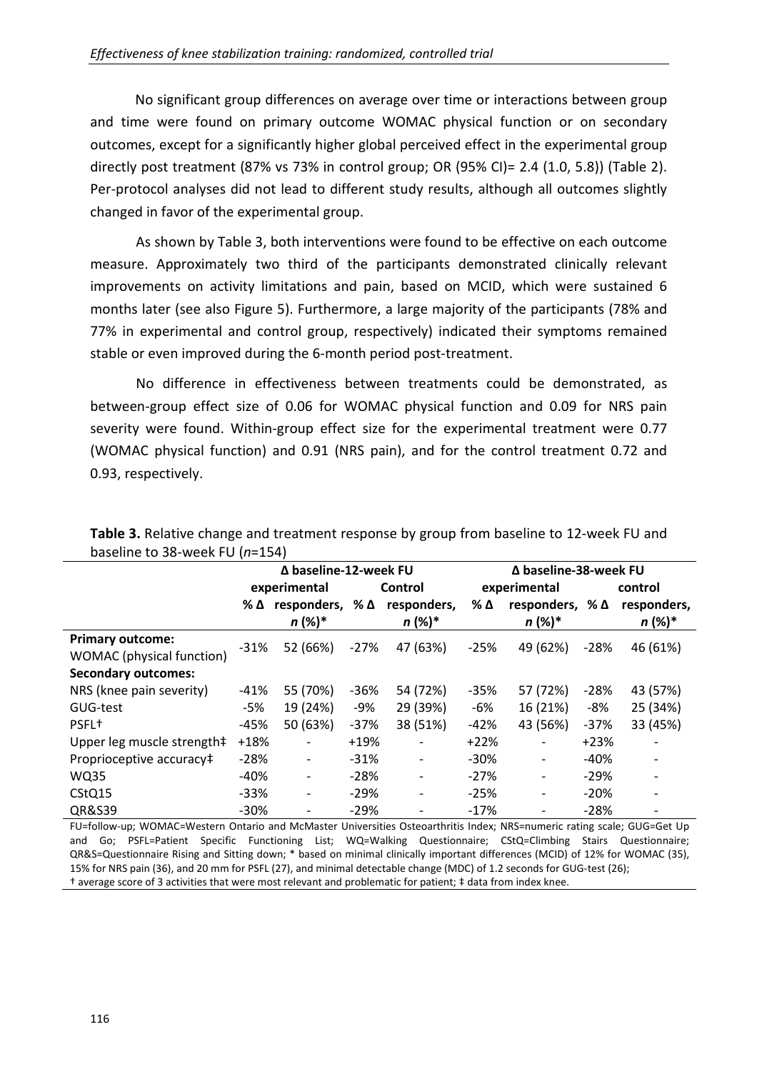No significant group differences on average over time or interactions between group and time were found on primary outcome WOMAC physical function or on secondary outcomes, except for a significantly higher global perceived effect in the experimental group directly post treatment (87% vs 73% in control group; OR (95% CI)= 2.4 (1.0, 5.8)) (Table 2). Per-protocol analyses did not lead to different study results, although all outcomes slightly changed in favor of the experimental group.

As shown by Table 3, both interventions were found to be effective on each outcome measure. Approximately two third of the participants demonstrated clinically relevant improvements on activity limitations and pain, based on MCID, which were sustained 6 months later (see also Figure 5). Furthermore, a large majority of the participants (78% and 77% in experimental and control group, respectively) indicated their symptoms remained stable or even improved during the 6-month period post-treatment.

No difference in effectiveness between treatments could be demonstrated, as between-group effect size of 0.06 for WOMAC physical function and 0.09 for NRS pain severity were found. Within-group effect size for the experimental treatment were 0.77 (WOMAC physical function) and 0.91 (NRS pain), and for the control treatment 0.72 and 0.93, respectively.

**Table 3.** Relative change and treatment response by group from baseline to 12-week FU and baseline to 38-week FU (*n*=154)

| | Δ baseline-12-week FU | | | | Δ baseline-38-week FU | | | |
|---|---|---|---|---|---|---|---|---|
| | experimental | | Control | | experimental | | control | |
| | % Δ | responders, *n* (%)* | % Δ | responders, *n* (%)* | % Δ | responders, *n* (%)* | % Δ | responders, *n* (%)* |
| **Primary outcome:** WOMAC (physical function) | -31% | 52 (66%) | -27% | 47 (63%) | -25% | 49 (62%) | -28% | 46 (61%) |
| **Secondary outcomes:** | | | | | | | | |
| NRS (knee pain severity) | -41% | 55 (70%) | -36% | 54 (72%) | -35% | 57 (72%) | -28% | 43 (57%) |
| GUG-test | -5% | 19 (24%) | -9% | 29 (39%) | -6% | 16 (21%) | -8% | 25 (34%) |
| PSFL† | -45% | 50 (63%) | -37% | 38 (51%) | -42% | 43 (56%) | -37% | 33 (45%) |
| Upper leg muscle strength‡ | +18% | - | +19% | - | +22% | - | +23% | - |
| Proprioceptive accuracy‡ | -28% | - | -31% | - | -30% | - | -40% | - |
| WQ35 | -40% | - | -28% | - | -27% | - | -29% | - |
| CStQ15 | -33% | - | -29% | - | -25% | - | -20% | - |
| QR&S39 | -30% | - | -29% | - | -17% | - | -28% | - |

FU=follow-up; WOMAC=Western Ontario and McMaster Universities Osteoarthritis Index; NRS=numeric rating scale; GUG=Get Up and Go; PSFL=Patient Specific Functioning List; WQ=Walking Questionnaire; CStQ=Climbing Stairs Questionnaire; QR&S=Questionnaire Rising and Sitting down; * based on minimal clinically important differences (MCID) of 12% for WOMAC (35), 15% for NRS pain (36), and 20 mm for PSFL (27), and minimal detectable change (MDC) of 1.2 seconds for GUG-test (26); † average score of 3 activities that were most relevant and problematic for patient; ‡ data from index knee.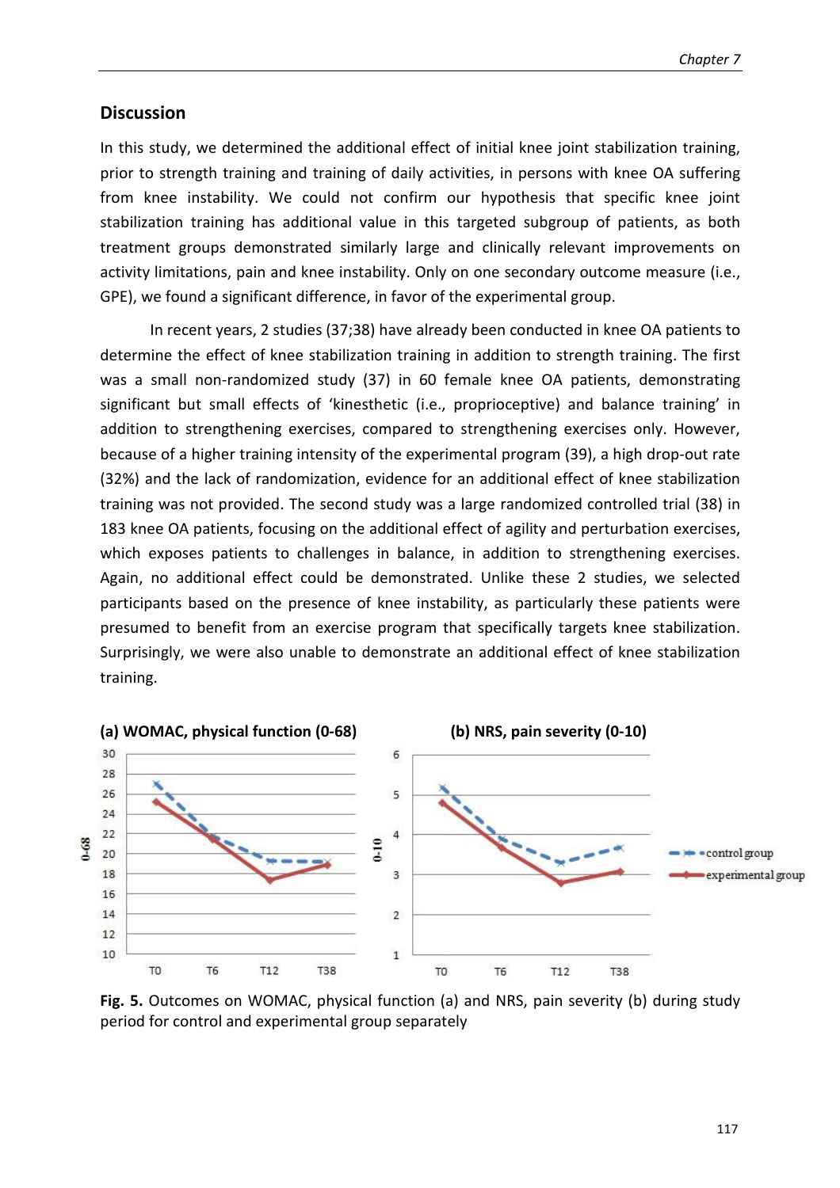## Discussion

In this study, we determined the additional effect of initial knee joint stabilization training, prior to strength training and training of daily activities, in persons with knee OA suffering from knee instability. We could not confirm our hypothesis that specific knee joint stabilization training has additional value in this targeted subgroup of patients, as both treatment groups demonstrated similarly large and clinically relevant improvements on activity limitations, pain and knee instability. Only on one secondary outcome measure (i.e., GPE), we found a significant difference, in favor of the experimental group.

In recent years, 2 studies (37;38) have already been conducted in knee OA patients to determine the effect of knee stabilization training in addition to strength training. The first was a small non-randomized study (37) in 60 female knee OA patients, demonstrating significant but small effects of 'kinesthetic (i.e., proprioceptive) and balance training' in addition to strengthening exercises, compared to strengthening exercises only. However, because of a higher training intensity of the experimental program (39), a high drop-out rate (32%) and the lack of randomization, evidence for an additional effect of knee stabilization training was not provided. The second study was a large randomized controlled trial (38) in 183 knee OA patients, focusing on the additional effect of agility and perturbation exercises, which exposes patients to challenges in balance, in addition to strengthening exercises. Again, no additional effect could be demonstrated. Unlike these 2 studies, we selected participants based on the presence of knee instability, as particularly these patients were presumed to benefit from an exercise program that specifically targets knee stabilization. Surprisingly, we were also unable to demonstrate an additional effect of knee stabilization training.

**Fig. 5.** Outcomes on WOMAC, physical function (a) and NRS, pain severity (b) during study period for control and experimental group separately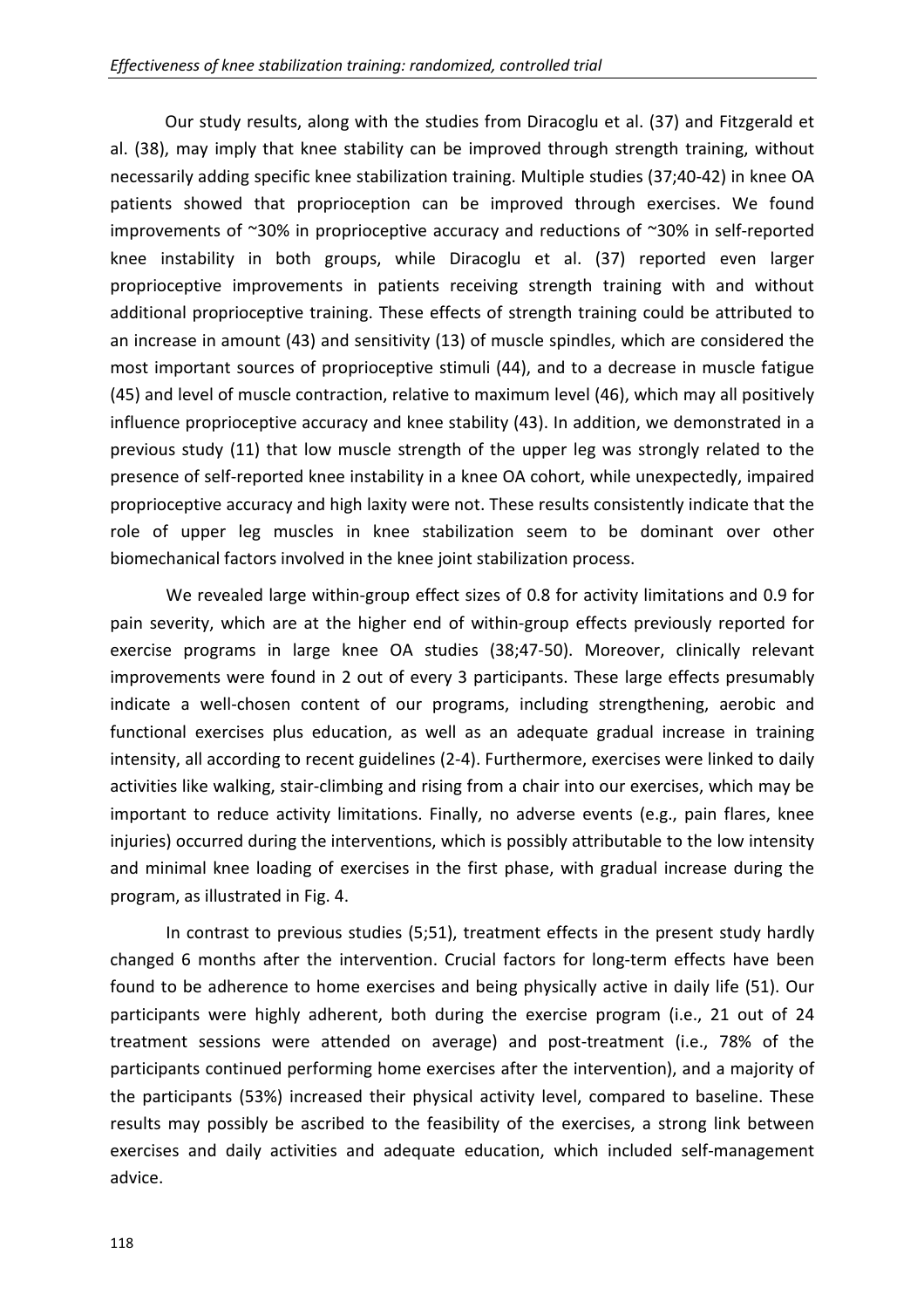Our study results, along with the studies from Diracoglu et al. (37) and Fitzgerald et al. (38), may imply that knee stability can be improved through strength training, without necessarily adding specific knee stabilization training. Multiple studies (37;40-42) in knee OA patients showed that proprioception can be improved through exercises. We found improvements of ~30% in proprioceptive accuracy and reductions of ~30% in self-reported knee instability in both groups, while Diracoglu et al. (37) reported even larger proprioceptive improvements in patients receiving strength training with and without additional proprioceptive training. These effects of strength training could be attributed to an increase in amount (43) and sensitivity (13) of muscle spindles, which are considered the most important sources of proprioceptive stimuli (44), and to a decrease in muscle fatigue (45) and level of muscle contraction, relative to maximum level (46), which may all positively influence proprioceptive accuracy and knee stability (43). In addition, we demonstrated in a previous study (11) that low muscle strength of the upper leg was strongly related to the presence of self-reported knee instability in a knee OA cohort, while unexpectedly, impaired proprioceptive accuracy and high laxity were not. These results consistently indicate that the role of upper leg muscles in knee stabilization seem to be dominant over other biomechanical factors involved in the knee joint stabilization process.

We revealed large within-group effect sizes of 0.8 for activity limitations and 0.9 for pain severity, which are at the higher end of within-group effects previously reported for exercise programs in large knee OA studies (38;47-50). Moreover, clinically relevant improvements were found in 2 out of every 3 participants. These large effects presumably indicate a well-chosen content of our programs, including strengthening, aerobic and functional exercises plus education, as well as an adequate gradual increase in training intensity, all according to recent guidelines (2-4). Furthermore, exercises were linked to daily activities like walking, stair-climbing and rising from a chair into our exercises, which may be important to reduce activity limitations. Finally, no adverse events (e.g., pain flares, knee injuries) occurred during the interventions, which is possibly attributable to the low intensity and minimal knee loading of exercises in the first phase, with gradual increase during the program, as illustrated in Fig. 4.

In contrast to previous studies (5;51), treatment effects in the present study hardly changed 6 months after the intervention. Crucial factors for long-term effects have been found to be adherence to home exercises and being physically active in daily life (51). Our participants were highly adherent, both during the exercise program (i.e., 21 out of 24 treatment sessions were attended on average) and post-treatment (i.e., 78% of the participants continued performing home exercises after the intervention), and a majority of the participants (53%) increased their physical activity level, compared to baseline. These results may possibly be ascribed to the feasibility of the exercises, a strong link between exercises and daily activities and adequate education, which included self-management advice.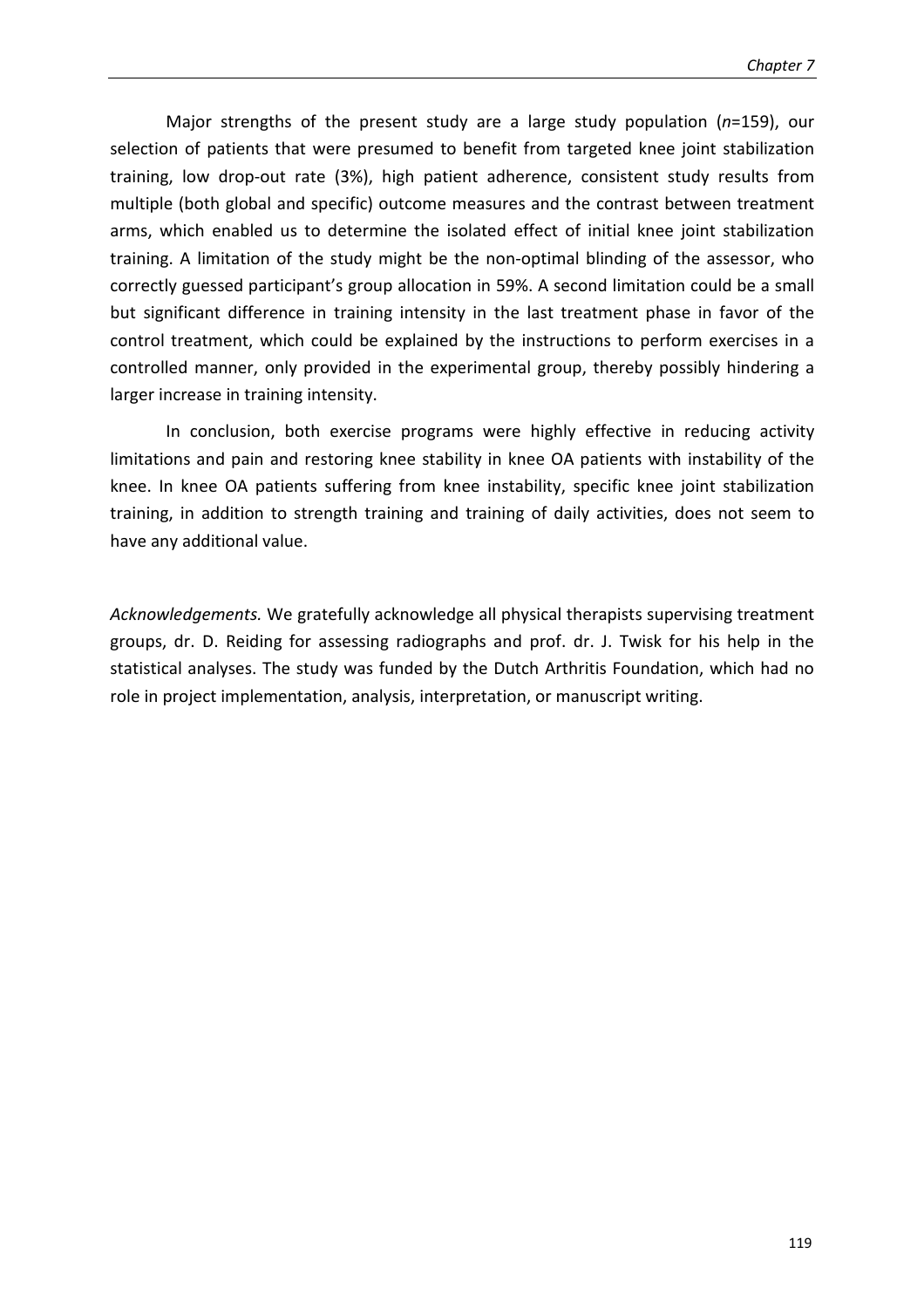Major strengths of the present study are a large study population (*n*=159), our selection of patients that were presumed to benefit from targeted knee joint stabilization training, low drop-out rate (3%), high patient adherence, consistent study results from multiple (both global and specific) outcome measures and the contrast between treatment arms, which enabled us to determine the isolated effect of initial knee joint stabilization training. A limitation of the study might be the non-optimal blinding of the assessor, who correctly guessed participant's group allocation in 59%. A second limitation could be a small but significant difference in training intensity in the last treatment phase in favor of the control treatment, which could be explained by the instructions to perform exercises in a controlled manner, only provided in the experimental group, thereby possibly hindering a larger increase in training intensity.

In conclusion, both exercise programs were highly effective in reducing activity limitations and pain and restoring knee stability in knee OA patients with instability of the knee. In knee OA patients suffering from knee instability, specific knee joint stabilization training, in addition to strength training and training of daily activities, does not seem to have any additional value.

*Acknowledgements.* We gratefully acknowledge all physical therapists supervising treatment groups, dr. D. Reiding for assessing radiographs and prof. dr. J. Twisk for his help in the statistical analyses. The study was funded by the Dutch Arthritis Foundation, which had no role in project implementation, analysis, interpretation, or manuscript writing.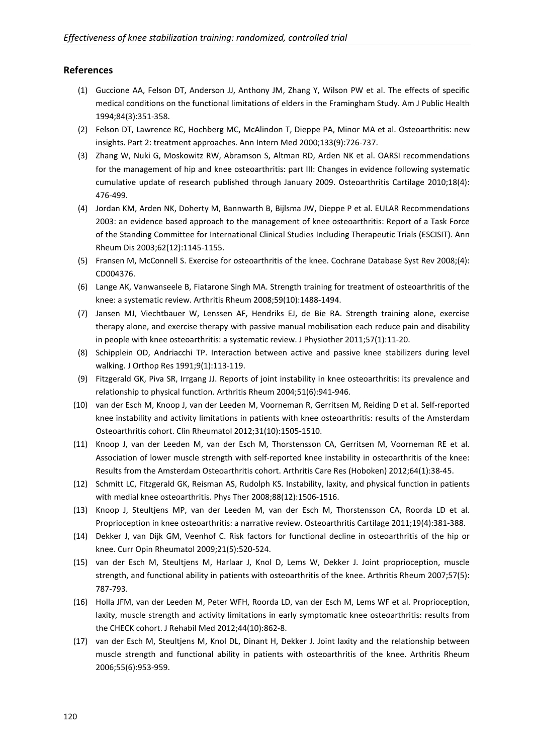## References

(1) Guccione AA, Felson DT, Anderson JJ, Anthony JM, Zhang Y, Wilson PW et al. The effects of specific medical conditions on the functional limitations of elders in the Framingham Study. Am J Public Health 1994;84(3):351-358.

(2) Felson DT, Lawrence RC, Hochberg MC, McAlindon T, Dieppe PA, Minor MA et al. Osteoarthritis: new insights. Part 2: treatment approaches. Ann Intern Med 2000;133(9):726-737.

(3) Zhang W, Nuki G, Moskowitz RW, Abramson S, Altman RD, Arden NK et al. OARSI recommendations for the management of hip and knee osteoarthritis: part III: Changes in evidence following systematic cumulative update of research published through January 2009. Osteoarthritis Cartilage 2010;18(4): 476-499.

(4) Jordan KM, Arden NK, Doherty M, Bannwarth B, Bijlsma JW, Dieppe P et al. EULAR Recommendations 2003: an evidence based approach to the management of knee osteoarthritis: Report of a Task Force of the Standing Committee for International Clinical Studies Including Therapeutic Trials (ESCISIT). Ann Rheum Dis 2003;62(12):1145-1155.

(5) Fransen M, McConnell S. Exercise for osteoarthritis of the knee. Cochrane Database Syst Rev 2008;(4): CD004376.

(6) Lange AK, Vanwanseele B, Fiatarone Singh MA. Strength training for treatment of osteoarthritis of the knee: a systematic review. Arthritis Rheum 2008;59(10):1488-1494.

(7) Jansen MJ, Viechtbauer W, Lenssen AF, Hendriks EJ, de Bie RA. Strength training alone, exercise therapy alone, and exercise therapy with passive manual mobilisation each reduce pain and disability in people with knee osteoarthritis: a systematic review. J Physiother 2011;57(1):11-20.

(8) Schipplein OD, Andriacchi TP. Interaction between active and passive knee stabilizers during level walking. J Orthop Res 1991;9(1):113-119.

(9) Fitzgerald GK, Piva SR, Irrgang JJ. Reports of joint instability in knee osteoarthritis: its prevalence and relationship to physical function. Arthritis Rheum 2004;51(6):941-946.

(10) van der Esch M, Knoop J, van der Leeden M, Voorneman R, Gerritsen M, Reiding D et al. Self-reported knee instability and activity limitations in patients with knee osteoarthritis: results of the Amsterdam Osteoarthritis cohort. Clin Rheumatol 2012;31(10):1505-1510.

(11) Knoop J, van der Leeden M, van der Esch M, Thorstensson CA, Gerritsen M, Voorneman RE et al. Association of lower muscle strength with self-reported knee instability in osteoarthritis of the knee: Results from the Amsterdam Osteoarthritis cohort. Arthritis Care Res (Hoboken) 2012;64(1):38-45.

(12) Schmitt LC, Fitzgerald GK, Reisman AS, Rudolph KS. Instability, laxity, and physical function in patients with medial knee osteoarthritis. Phys Ther 2008;88(12):1506-1516.

(13) Knoop J, Steultjens MP, van der Leeden M, van der Esch M, Thorstensson CA, Roorda LD et al. Proprioception in knee osteoarthritis: a narrative review. Osteoarthritis Cartilage 2011;19(4):381-388.

(14) Dekker J, van Dijk GM, Veenhof C. Risk factors for functional decline in osteoarthritis of the hip or knee. Curr Opin Rheumatol 2009;21(5):520-524.

(15) van der Esch M, Steultjens M, Harlaar J, Knol D, Lems W, Dekker J. Joint proprioception, muscle strength, and functional ability in patients with osteoarthritis of the knee. Arthritis Rheum 2007;57(5): 787-793.

(16) Holla JFM, van der Leeden M, Peter WFH, Roorda LD, van der Esch M, Lems WF et al. Proprioception, laxity, muscle strength and activity limitations in early symptomatic knee osteoarthritis: results from the CHECK cohort. J Rehabil Med 2012;44(10):862-8.

(17) van der Esch M, Steultjens M, Knol DL, Dinant H, Dekker J. Joint laxity and the relationship between muscle strength and functional ability in patients with osteoarthritis of the knee. Arthritis Rheum 2006;55(6):953-959.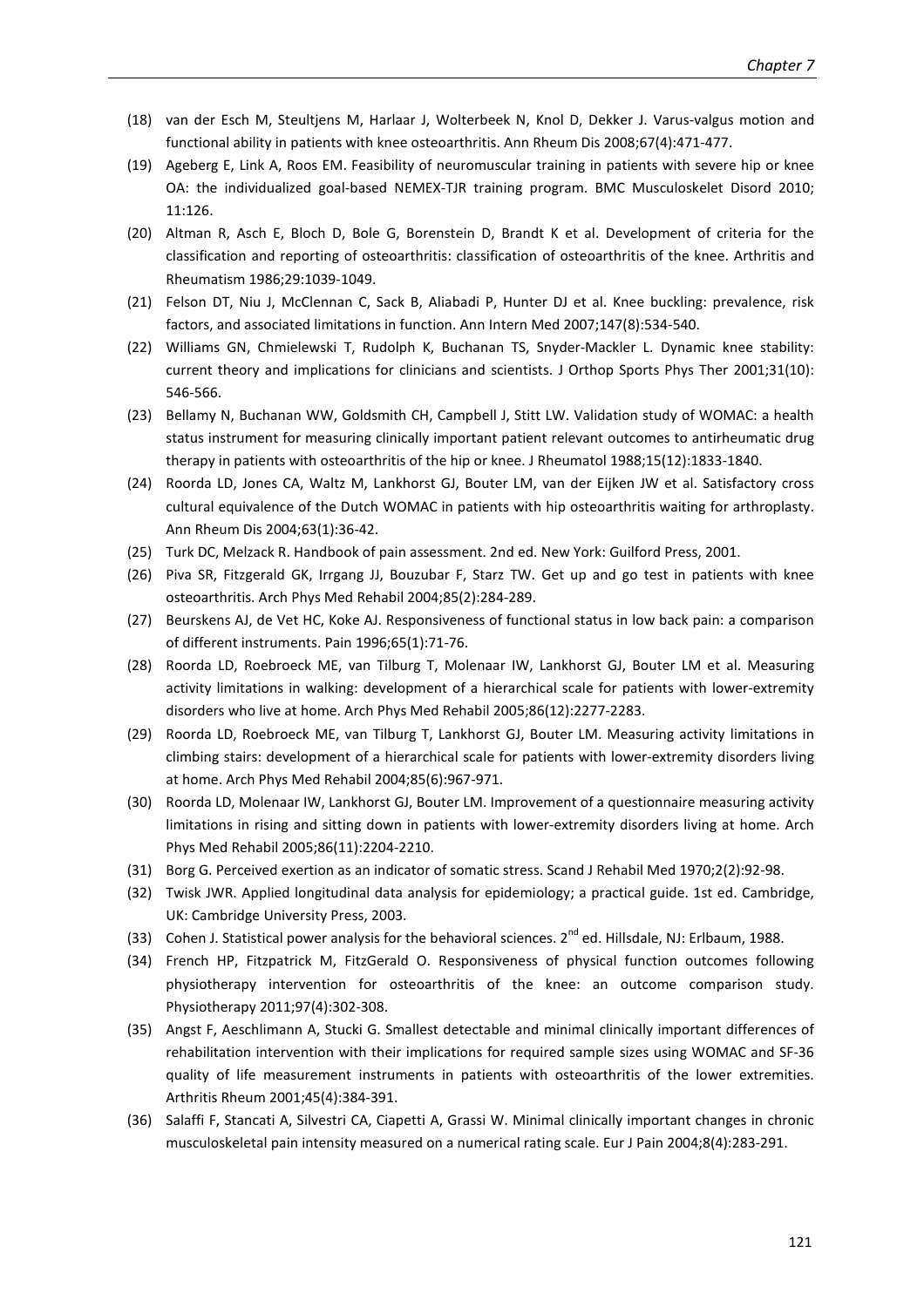(18) van der Esch M, Steultjens M, Harlaar J, Wolterbeek N, Knol D, Dekker J. Varus-valgus motion and functional ability in patients with knee osteoarthritis. Ann Rheum Dis 2008;67(4):471-477.

(19) Ageberg E, Link A, Roos EM. Feasibility of neuromuscular training in patients with severe hip or knee OA: the individualized goal-based NEMEX-TJR training program. BMC Musculoskelet Disord 2010; 11:126.

(20) Altman R, Asch E, Bloch D, Bole G, Borenstein D, Brandt K et al. Development of criteria for the classification and reporting of osteoarthritis: classification of osteoarthritis of the knee. Arthritis and Rheumatism 1986;29:1039-1049.

(21) Felson DT, Niu J, McClennan C, Sack B, Aliabadi P, Hunter DJ et al. Knee buckling: prevalence, risk factors, and associated limitations in function. Ann Intern Med 2007;147(8):534-540.

(22) Williams GN, Chmielewski T, Rudolph K, Buchanan TS, Snyder-Mackler L. Dynamic knee stability: current theory and implications for clinicians and scientists. J Orthop Sports Phys Ther 2001;31(10): 546-566.

(23) Bellamy N, Buchanan WW, Goldsmith CH, Campbell J, Stitt LW. Validation study of WOMAC: a health status instrument for measuring clinically important patient relevant outcomes to antirheumatic drug therapy in patients with osteoarthritis of the hip or knee. J Rheumatol 1988;15(12):1833-1840.

(24) Roorda LD, Jones CA, Waltz M, Lankhorst GJ, Bouter LM, van der Eijken JW et al. Satisfactory cross cultural equivalence of the Dutch WOMAC in patients with hip osteoarthritis waiting for arthroplasty. Ann Rheum Dis 2004;63(1):36-42.

(25) Turk DC, Melzack R. Handbook of pain assessment. 2nd ed. New York: Guilford Press, 2001.

(26) Piva SR, Fitzgerald GK, Irrgang JJ, Bouzubar F, Starz TW. Get up and go test in patients with knee osteoarthritis. Arch Phys Med Rehabil 2004;85(2):284-289.

(27) Beurskens AJ, de Vet HC, Koke AJ. Responsiveness of functional status in low back pain: a comparison of different instruments. Pain 1996;65(1):71-76.

(28) Roorda LD, Roebroeck ME, van Tilburg T, Molenaar IW, Lankhorst GJ, Bouter LM et al. Measuring activity limitations in walking: development of a hierarchical scale for patients with lower-extremity disorders who live at home. Arch Phys Med Rehabil 2005;86(12):2277-2283.

(29) Roorda LD, Roebroeck ME, van Tilburg T, Lankhorst GJ, Bouter LM. Measuring activity limitations in climbing stairs: development of a hierarchical scale for patients with lower-extremity disorders living at home. Arch Phys Med Rehabil 2004;85(6):967-971.

(30) Roorda LD, Molenaar IW, Lankhorst GJ, Bouter LM. Improvement of a questionnaire measuring activity limitations in rising and sitting down in patients with lower-extremity disorders living at home. Arch Phys Med Rehabil 2005;86(11):2204-2210.

(31) Borg G. Perceived exertion as an indicator of somatic stress. Scand J Rehabil Med 1970;2(2):92-98.

(32) Twisk JWR. Applied longitudinal data analysis for epidemiology; a practical guide. 1st ed. Cambridge, UK: Cambridge University Press, 2003.

(33) Cohen J. Statistical power analysis for the behavioral sciences. 2nd ed. Hillsdale, NJ: Erlbaum, 1988.

(34) French HP, Fitzpatrick M, FitzGerald O. Responsiveness of physical function outcomes following physiotherapy intervention for osteoarthritis of the knee: an outcome comparison study. Physiotherapy 2011;97(4):302-308.

(35) Angst F, Aeschlimann A, Stucki G. Smallest detectable and minimal clinically important differences of rehabilitation intervention with their implications for required sample sizes using WOMAC and SF-36 quality of life measurement instruments in patients with osteoarthritis of the lower extremities. Arthritis Rheum 2001;45(4):384-391.

(36) Salaffi F, Stancati A, Silvestri CA, Ciapetti A, Grassi W. Minimal clinically important changes in chronic musculoskeletal pain intensity measured on a numerical rating scale. Eur J Pain 2004;8(4):283-291.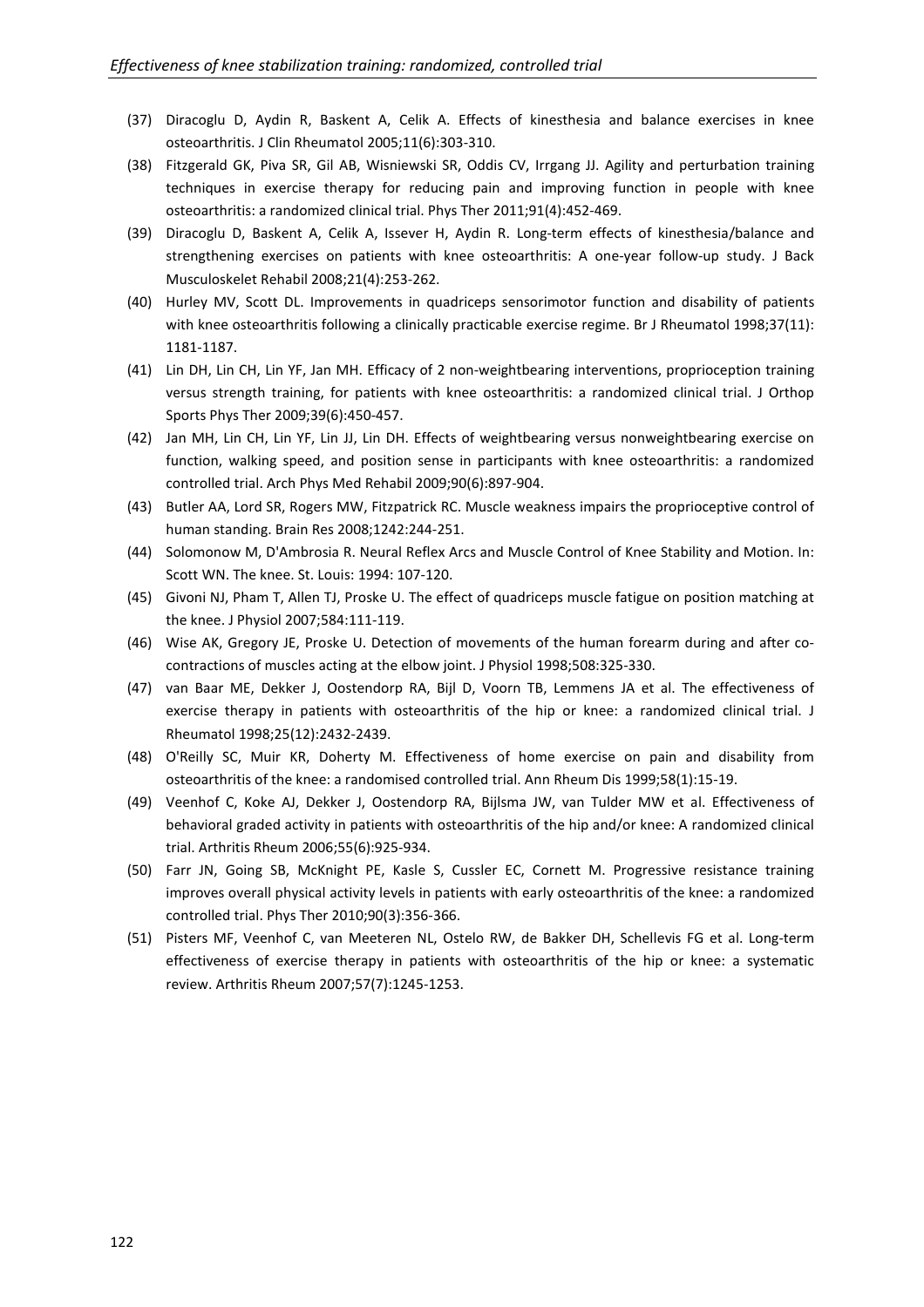(37) Diracoglu D, Aydin R, Baskent A, Celik A. Effects of kinesthesia and balance exercises in knee osteoarthritis. J Clin Rheumatol 2005;11(6):303-310.

(38) Fitzgerald GK, Piva SR, Gil AB, Wisniewski SR, Oddis CV, Irrgang JJ. Agility and perturbation training techniques in exercise therapy for reducing pain and improving function in people with knee osteoarthritis: a randomized clinical trial. Phys Ther 2011;91(4):452-469.

(39) Diracoglu D, Baskent A, Celik A, Issever H, Aydin R. Long-term effects of kinesthesia/balance and strengthening exercises on patients with knee osteoarthritis: A one-year follow-up study. J Back Musculoskelet Rehabil 2008;21(4):253-262.

(40) Hurley MV, Scott DL. Improvements in quadriceps sensorimotor function and disability of patients with knee osteoarthritis following a clinically practicable exercise regime. Br J Rheumatol 1998;37(11): 1181-1187.

(41) Lin DH, Lin CH, Lin YF, Jan MH. Efficacy of 2 non-weightbearing interventions, proprioception training versus strength training, for patients with knee osteoarthritis: a randomized clinical trial. J Orthop Sports Phys Ther 2009;39(6):450-457.

(42) Jan MH, Lin CH, Lin YF, Lin JJ, Lin DH. Effects of weightbearing versus nonweightbearing exercise on function, walking speed, and position sense in participants with knee osteoarthritis: a randomized controlled trial. Arch Phys Med Rehabil 2009;90(6):897-904.

(43) Butler AA, Lord SR, Rogers MW, Fitzpatrick RC. Muscle weakness impairs the proprioceptive control of human standing. Brain Res 2008;1242:244-251.

(44) Solomonow M, D'Ambrosia R. Neural Reflex Arcs and Muscle Control of Knee Stability and Motion. In: Scott WN. The knee. St. Louis: 1994: 107-120.

(45) Givoni NJ, Pham T, Allen TJ, Proske U. The effect of quadriceps muscle fatigue on position matching at the knee. J Physiol 2007;584:111-119.

(46) Wise AK, Gregory JE, Proske U. Detection of movements of the human forearm during and after co-contractions of muscles acting at the elbow joint. J Physiol 1998;508:325-330.

(47) van Baar ME, Dekker J, Oostendorp RA, Bijl D, Voorn TB, Lemmens JA et al. The effectiveness of exercise therapy in patients with osteoarthritis of the hip or knee: a randomized clinical trial. J Rheumatol 1998;25(12):2432-2439.

(48) O'Reilly SC, Muir KR, Doherty M. Effectiveness of home exercise on pain and disability from osteoarthritis of the knee: a randomised controlled trial. Ann Rheum Dis 1999;58(1):15-19.

(49) Veenhof C, Koke AJ, Dekker J, Oostendorp RA, Bijlsma JW, van Tulder MW et al. Effectiveness of behavioral graded activity in patients with osteoarthritis of the hip and/or knee: A randomized clinical trial. Arthritis Rheum 2006;55(6):925-934.

(50) Farr JN, Going SB, McKnight PE, Kasle S, Cussler EC, Cornett M. Progressive resistance training improves overall physical activity levels in patients with early osteoarthritis of the knee: a randomized controlled trial. Phys Ther 2010;90(3):356-366.

(51) Pisters MF, Veenhof C, van Meeteren NL, Ostelo RW, de Bakker DH, Schellevis FG et al. Long-term effectiveness of exercise therapy in patients with osteoarthritis of the hip or knee: a systematic review. Arthritis Rheum 2007;57(7):1245-1253.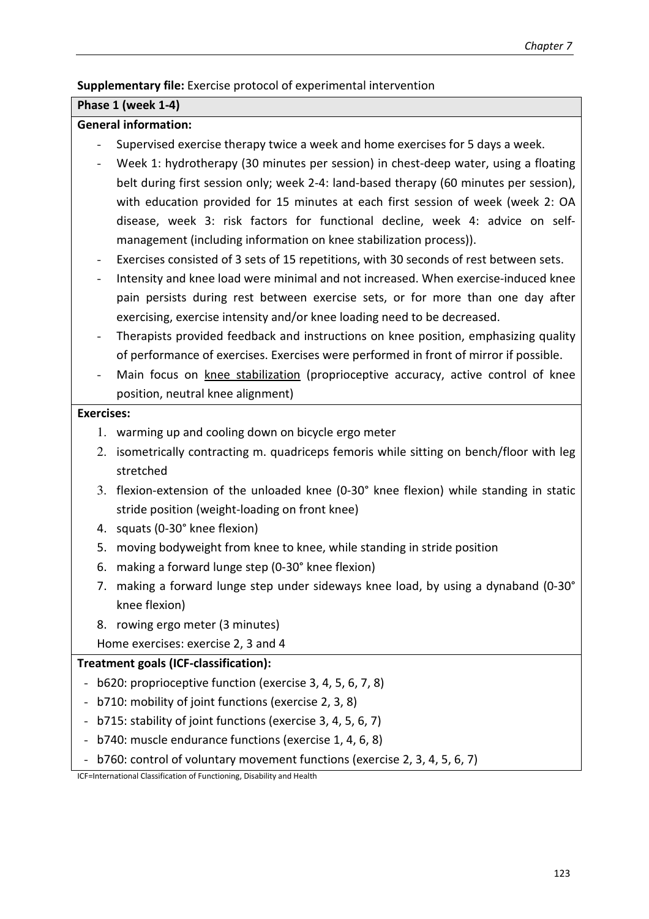**Supplementary file:** Exercise protocol of experimental intervention

**Phase 1 (week 1-4)**

**General information:**

- Supervised exercise therapy twice a week and home exercises for 5 days a week.
- Week 1: hydrotherapy (30 minutes per session) in chest-deep water, using a floating belt during first session only; week 2-4: land-based therapy (60 minutes per session), with education provided for 15 minutes at each first session of week (week 2: OA disease, week 3: risk factors for functional decline, week 4: advice on self-management (including information on knee stabilization process)).
- Exercises consisted of 3 sets of 15 repetitions, with 30 seconds of rest between sets.
- Intensity and knee load were minimal and not increased. When exercise-induced knee pain persists during rest between exercise sets, or for more than one day after exercising, exercise intensity and/or knee loading need to be decreased.
- Therapists provided feedback and instructions on knee position, emphasizing quality of performance of exercises. Exercises were performed in front of mirror if possible.
- Main focus on <u>knee stabilization</u> (proprioceptive accuracy, active control of knee position, neutral knee alignment)

**Exercises:**

1. warming up and cooling down on bicycle ergo meter
2. isometrically contracting m. quadriceps femoris while sitting on bench/floor with leg stretched
3. flexion-extension of the unloaded knee (0-30° knee flexion) while standing in static stride position (weight-loading on front knee)
4. squats (0-30° knee flexion)
5. moving bodyweight from knee to knee, while standing in stride position
6. making a forward lunge step (0-30° knee flexion)
7. making a forward lunge step under sideways knee load, by using a dynaband (0-30° knee flexion)
8. rowing ergo meter (3 minutes)

Home exercises: exercise 2, 3 and 4

**Treatment goals (ICF-classification):**

- b620: proprioceptive function (exercise 3, 4, 5, 6, 7, 8)
- b710: mobility of joint functions (exercise 2, 3, 8)
- b715: stability of joint functions (exercise 3, 4, 5, 6, 7)
- b740: muscle endurance functions (exercise 1, 4, 6, 8)
- b760: control of voluntary movement functions (exercise 2, 3, 4, 5, 6, 7)

ICF=International Classification of Functioning, Disability and Health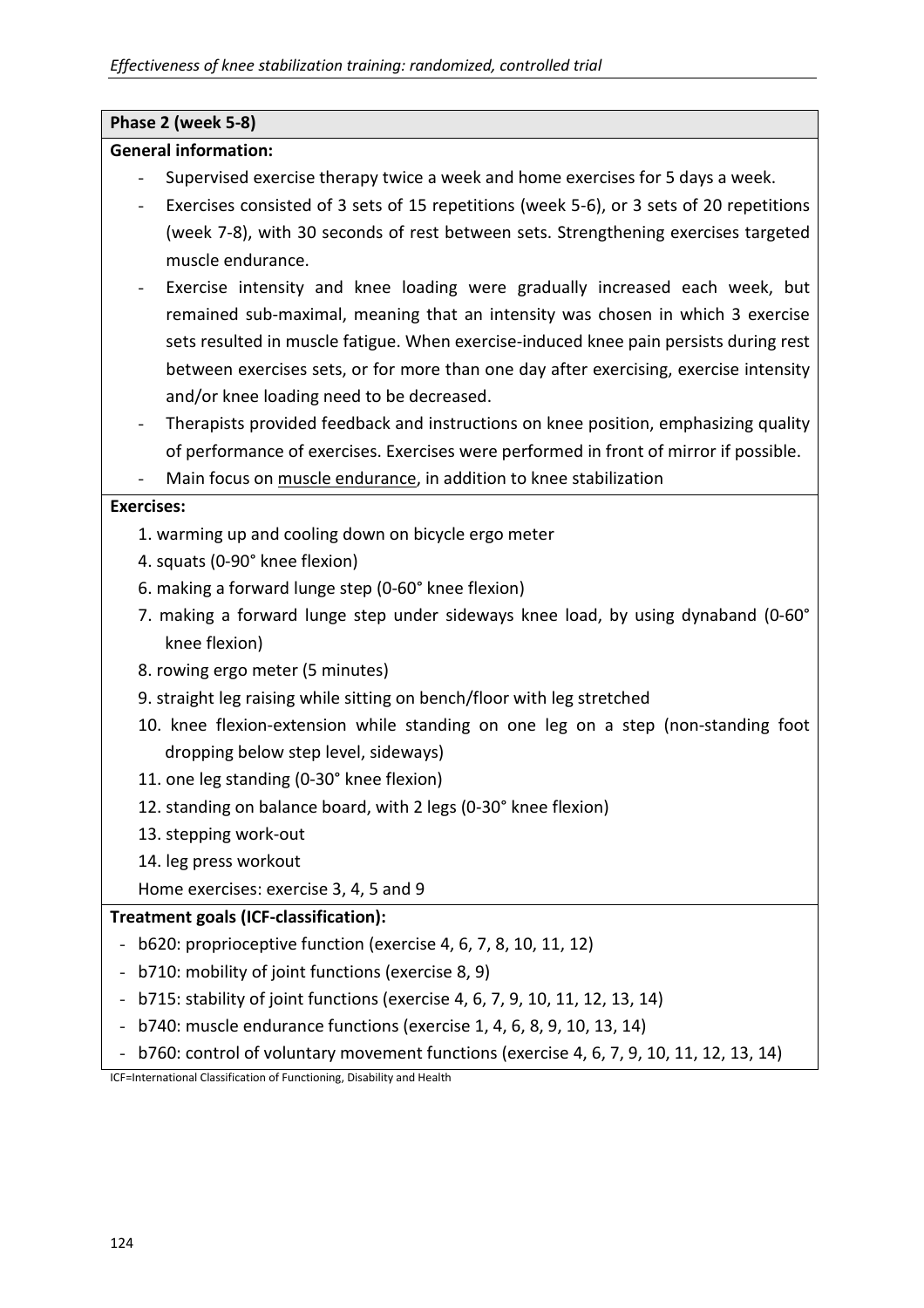**Phase 2 (week 5-8)**

**General information:**

- Supervised exercise therapy twice a week and home exercises for 5 days a week.
- Exercises consisted of 3 sets of 15 repetitions (week 5-6), or 3 sets of 20 repetitions (week 7-8), with 30 seconds of rest between sets. Strengthening exercises targeted muscle endurance.
- Exercise intensity and knee loading were gradually increased each week, but remained sub-maximal, meaning that an intensity was chosen in which 3 exercise sets resulted in muscle fatigue. When exercise-induced knee pain persists during rest between exercises sets, or for more than one day after exercising, exercise intensity and/or knee loading need to be decreased.
- Therapists provided feedback and instructions on knee position, emphasizing quality of performance of exercises. Exercises were performed in front of mirror if possible.
- Main focus on muscle endurance, in addition to knee stabilization

**Exercises:**

1. warming up and cooling down on bicycle ergo meter
4. squats (0-90° knee flexion)
6. making a forward lunge step (0-60° knee flexion)
7. making a forward lunge step under sideways knee load, by using dynaband (0-60° knee flexion)
8. rowing ergo meter (5 minutes)
9. straight leg raising while sitting on bench/floor with leg stretched
10. knee flexion-extension while standing on one leg on a step (non-standing foot dropping below step level, sideways)
11. one leg standing (0-30° knee flexion)
12. standing on balance board, with 2 legs (0-30° knee flexion)
13. stepping work-out
14. leg press workout

Home exercises: exercise 3, 4, 5 and 9

**Treatment goals (ICF-classification):**

- b620: proprioceptive function (exercise 4, 6, 7, 8, 10, 11, 12)
- b710: mobility of joint functions (exercise 8, 9)
- b715: stability of joint functions (exercise 4, 6, 7, 9, 10, 11, 12, 13, 14)
- b740: muscle endurance functions (exercise 1, 4, 6, 8, 9, 10, 13, 14)
- b760: control of voluntary movement functions (exercise 4, 6, 7, 9, 10, 11, 12, 13, 14)

ICF=International Classification of Functioning, Disability and Health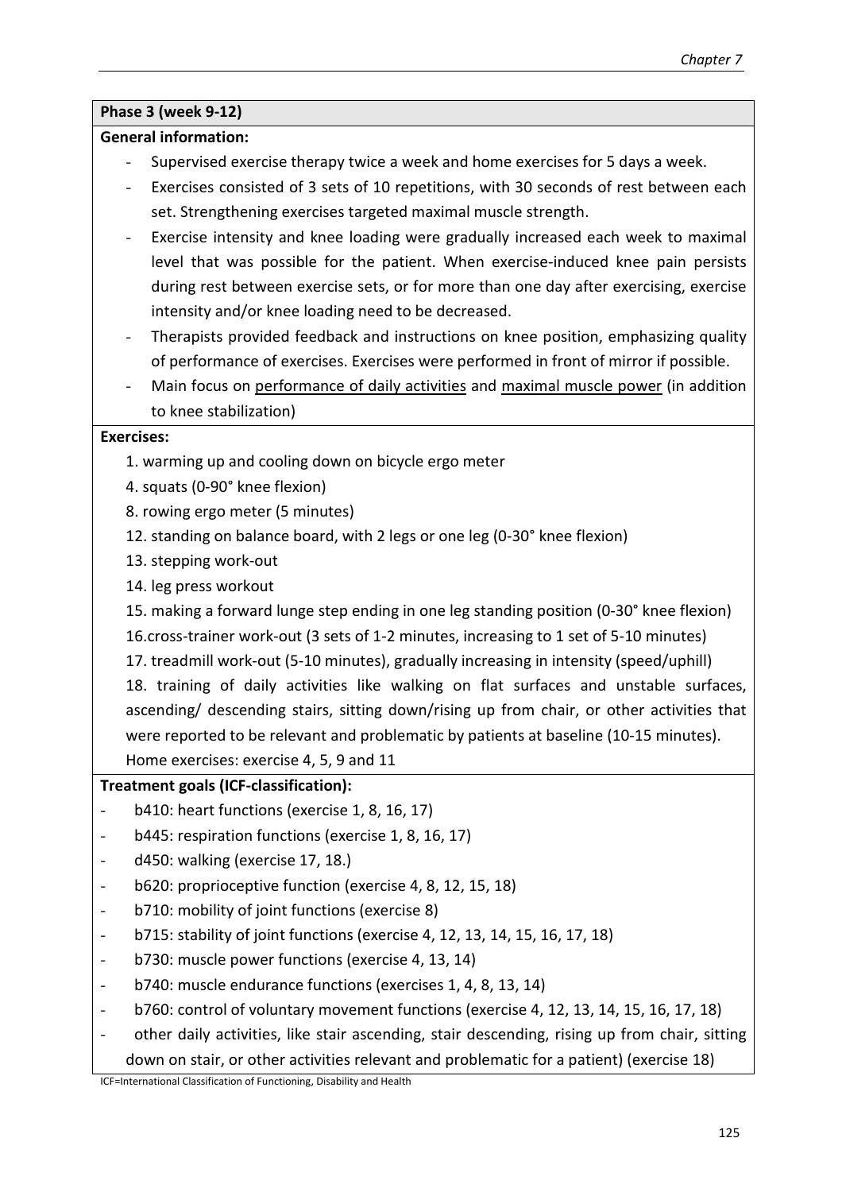**Phase 3 (week 9-12)**

**General information:**

- Supervised exercise therapy twice a week and home exercises for 5 days a week.
- Exercises consisted of 3 sets of 10 repetitions, with 30 seconds of rest between each set. Strengthening exercises targeted maximal muscle strength.
- Exercise intensity and knee loading were gradually increased each week to maximal level that was possible for the patient. When exercise-induced knee pain persists during rest between exercise sets, or for more than one day after exercising, exercise intensity and/or knee loading need to be decreased.
- Therapists provided feedback and instructions on knee position, emphasizing quality of performance of exercises. Exercises were performed in front of mirror if possible.
- Main focus on <u>performance of daily activities</u> and <u>maximal muscle power</u> (in addition to knee stabilization)

**Exercises:**

1. warming up and cooling down on bicycle ergo meter
4. squats (0-90° knee flexion)
8. rowing ergo meter (5 minutes)
12. standing on balance board, with 2 legs or one leg (0-30° knee flexion)
13. stepping work-out
14. leg press workout
15. making a forward lunge step ending in one leg standing position (0-30° knee flexion)
16. cross-trainer work-out (3 sets of 1-2 minutes, increasing to 1 set of 5-10 minutes)
17. treadmill work-out (5-10 minutes), gradually increasing in intensity (speed/uphill)
18. training of daily activities like walking on flat surfaces and unstable surfaces, ascending/ descending stairs, sitting down/rising up from chair, or other activities that were reported to be relevant and problematic by patients at baseline (10-15 minutes).

Home exercises: exercise 4, 5, 9 and 11

**Treatment goals (ICF-classification):**

- b410: heart functions (exercise 1, 8, 16, 17)
- b445: respiration functions (exercise 1, 8, 16, 17)
- d450: walking (exercise 17, 18.)
- b620: proprioceptive function (exercise 4, 8, 12, 15, 18)
- b710: mobility of joint functions (exercise 8)
- b715: stability of joint functions (exercise 4, 12, 13, 14, 15, 16, 17, 18)
- b730: muscle power functions (exercise 4, 13, 14)
- b740: muscle endurance functions (exercises 1, 4, 8, 13, 14)
- b760: control of voluntary movement functions (exercise 4, 12, 13, 14, 15, 16, 17, 18)
- other daily activities, like stair ascending, stair descending, rising up from chair, sitting down on stair, or other activities relevant and problematic for a patient) (exercise 18)

ICF=International Classification of Functioning, Disability and Health